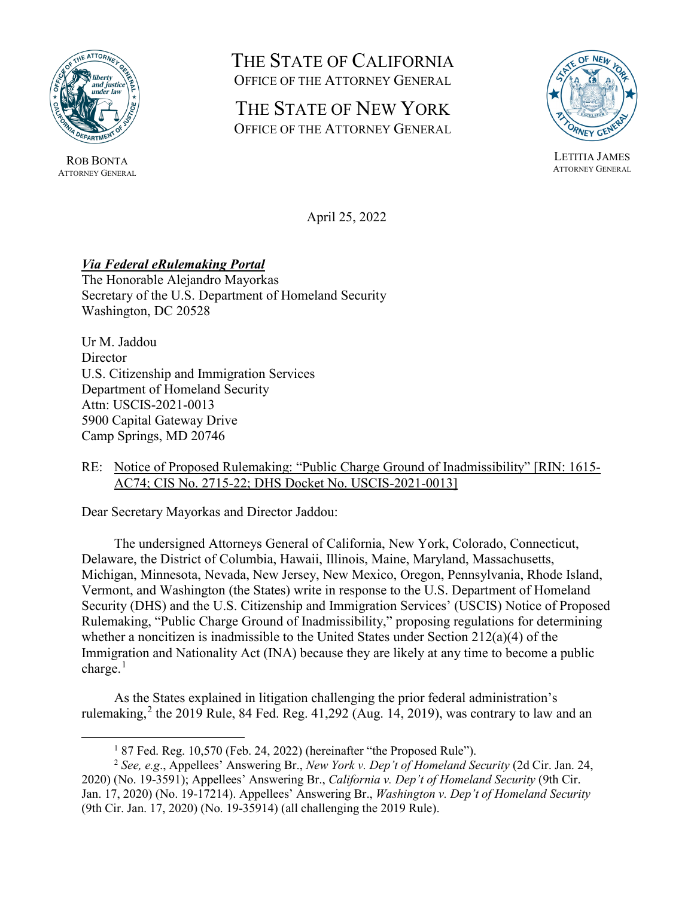ROB BONTA
ATTORNEY GENERAL

# THE STATE OF CALIFORNIA
OFFICE OF THE ATTORNEY GENERAL

# THE STATE OF NEW YORK
OFFICE OF THE ATTORNEY GENERAL

LETITIA JAMES
ATTORNEY GENERAL

April 25, 2022

***Via Federal eRulemaking Portal***
The Honorable Alejandro Mayorkas
Secretary of the U.S. Department of Homeland Security
Washington, DC 20528

Ur M. Jaddou
Director
U.S. Citizenship and Immigration Services
Department of Homeland Security
Attn: USCIS-2021-0013
5900 Capital Gateway Drive
Camp Springs, MD 20746

RE: Notice of Proposed Rulemaking: "Public Charge Ground of Inadmissibility" [RIN: 1615-AC74; CIS No. 2715-22; DHS Docket No. USCIS-2021-0013]

Dear Secretary Mayorkas and Director Jaddou:

The undersigned Attorneys General of California, New York, Colorado, Connecticut, Delaware, the District of Columbia, Hawaii, Illinois, Maine, Maryland, Massachusetts, Michigan, Minnesota, Nevada, New Jersey, New Mexico, Oregon, Pennsylvania, Rhode Island, Vermont, and Washington (the States) write in response to the U.S. Department of Homeland Security (DHS) and the U.S. Citizenship and Immigration Services' (USCIS) Notice of Proposed Rulemaking, "Public Charge Ground of Inadmissibility," proposing regulations for determining whether a noncitizen is inadmissible to the United States under Section 212(a)(4) of the Immigration and Nationality Act (INA) because they are likely at any time to become a public charge.[1]

As the States explained in litigation challenging the prior federal administration's rulemaking,[2] the 2019 Rule, 84 Fed. Reg. 41,292 (Aug. 14, 2019), was contrary to law and an

---

[1] 87 Fed. Reg. 10,570 (Feb. 24, 2022) (hereinafter "the Proposed Rule").

[2] *See, e.g.*, Appellees' Answering Br., *New York v. Dep't of Homeland Security* (2d Cir. Jan. 24, 2020) (No. 19-3591); Appellees' Answering Br., *California v. Dep't of Homeland Security* (9th Cir. Jan. 17, 2020) (No. 19-17214). Appellees' Answering Br., *Washington v. Dep't of Homeland Security* (9th Cir. Jan. 17, 2020) (No. 19-35914) (all challenging the 2019 Rule).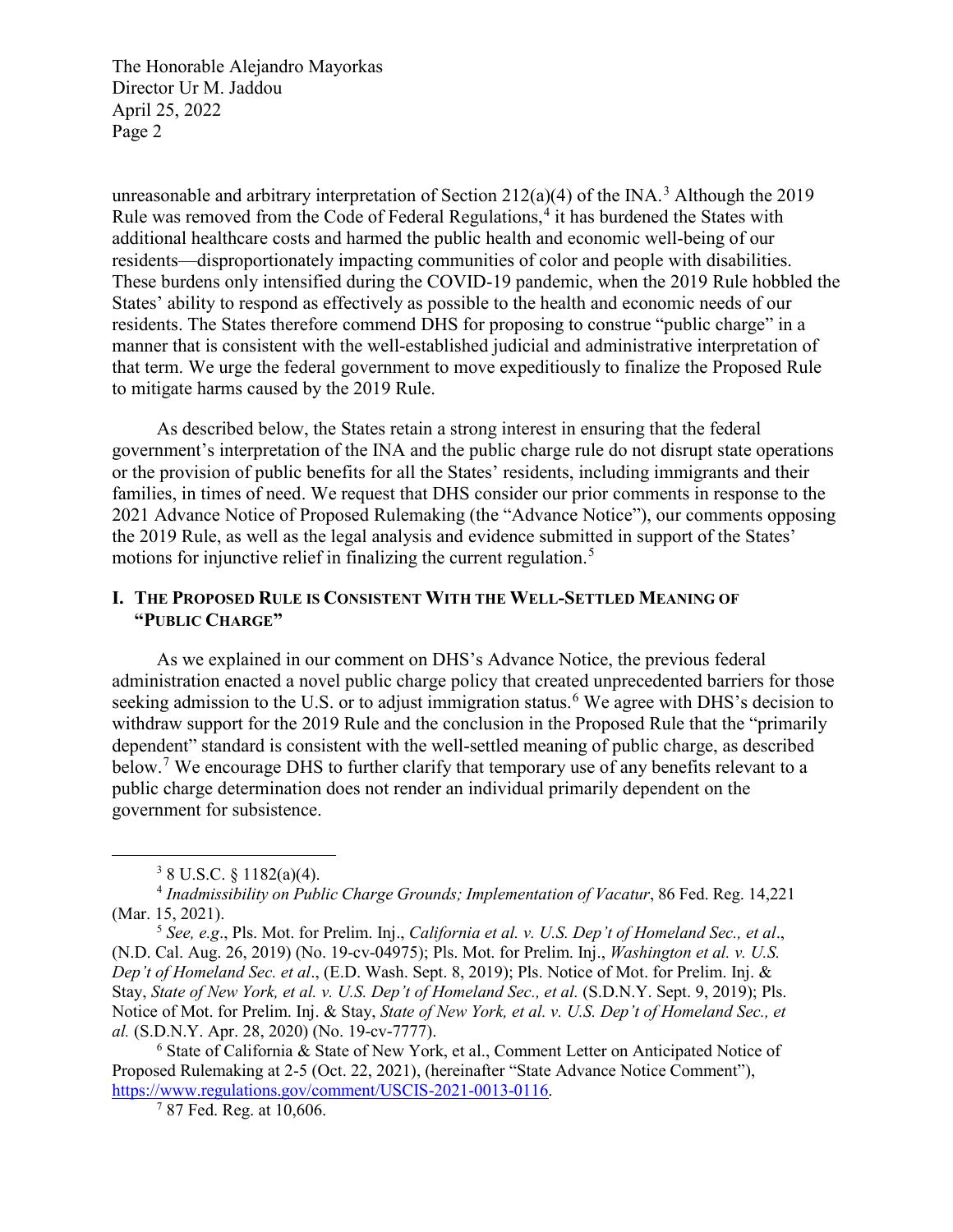unreasonable and arbitrary interpretation of Section 212(a)(4) of the INA.[3] Although the 2019 Rule was removed from the Code of Federal Regulations,[4] it has burdened the States with additional healthcare costs and harmed the public health and economic well-being of our residents—disproportionately impacting communities of color and people with disabilities. These burdens only intensified during the COVID-19 pandemic, when the 2019 Rule hobbled the States' ability to respond as effectively as possible to the health and economic needs of our residents. The States therefore commend DHS for proposing to construe "public charge" in a manner that is consistent with the well-established judicial and administrative interpretation of that term. We urge the federal government to move expeditiously to finalize the Proposed Rule to mitigate harms caused by the 2019 Rule.

As described below, the States retain a strong interest in ensuring that the federal government's interpretation of the INA and the public charge rule do not disrupt state operations or the provision of public benefits for all the States' residents, including immigrants and their families, in times of need. We request that DHS consider our prior comments in response to the 2021 Advance Notice of Proposed Rulemaking (the "Advance Notice"), our comments opposing the 2019 Rule, as well as the legal analysis and evidence submitted in support of the States' motions for injunctive relief in finalizing the current regulation.[5]

## I. The Proposed Rule is Consistent With the Well-Settled Meaning of "Public Charge"

As we explained in our comment on DHS's Advance Notice, the previous federal administration enacted a novel public charge policy that created unprecedented barriers for those seeking admission to the U.S. or to adjust immigration status.[6] We agree with DHS's decision to withdraw support for the 2019 Rule and the conclusion in the Proposed Rule that the "primarily dependent" standard is consistent with the well-settled meaning of public charge, as described below.[7] We encourage DHS to further clarify that temporary use of any benefits relevant to a public charge determination does not render an individual primarily dependent on the government for subsistence.

---

[3] 8 U.S.C. § 1182(a)(4).

[4] *Inadmissibility on Public Charge Grounds; Implementation of Vacatur*, 86 Fed. Reg. 14,221 (Mar. 15, 2021).

[5] *See, e.g*., Pls. Mot. for Prelim. Inj., *California et al. v. U.S. Dep't of Homeland Sec., et al*., (N.D. Cal. Aug. 26, 2019) (No. 19-cv-04975); Pls. Mot. for Prelim. Inj., *Washington et al. v. U.S. Dep't of Homeland Sec. et al*., (E.D. Wash. Sept. 8, 2019); Pls. Notice of Mot. for Prelim. Inj. & Stay, *State of New York, et al. v. U.S. Dep't of Homeland Sec., et al.* (S.D.N.Y. Sept. 9, 2019); Pls. Notice of Mot. for Prelim. Inj. & Stay, *State of New York, et al. v. U.S. Dep't of Homeland Sec., et al.* (S.D.N.Y. Apr. 28, 2020) (No. 19-cv-7777).

[6] State of California & State of New York, et al., Comment Letter on Anticipated Notice of Proposed Rulemaking at 2-5 (Oct. 22, 2021), (hereinafter "State Advance Notice Comment"), https://www.regulations.gov/comment/USCIS-2021-0013-0116.

[7] 87 Fed. Reg. at 10,606.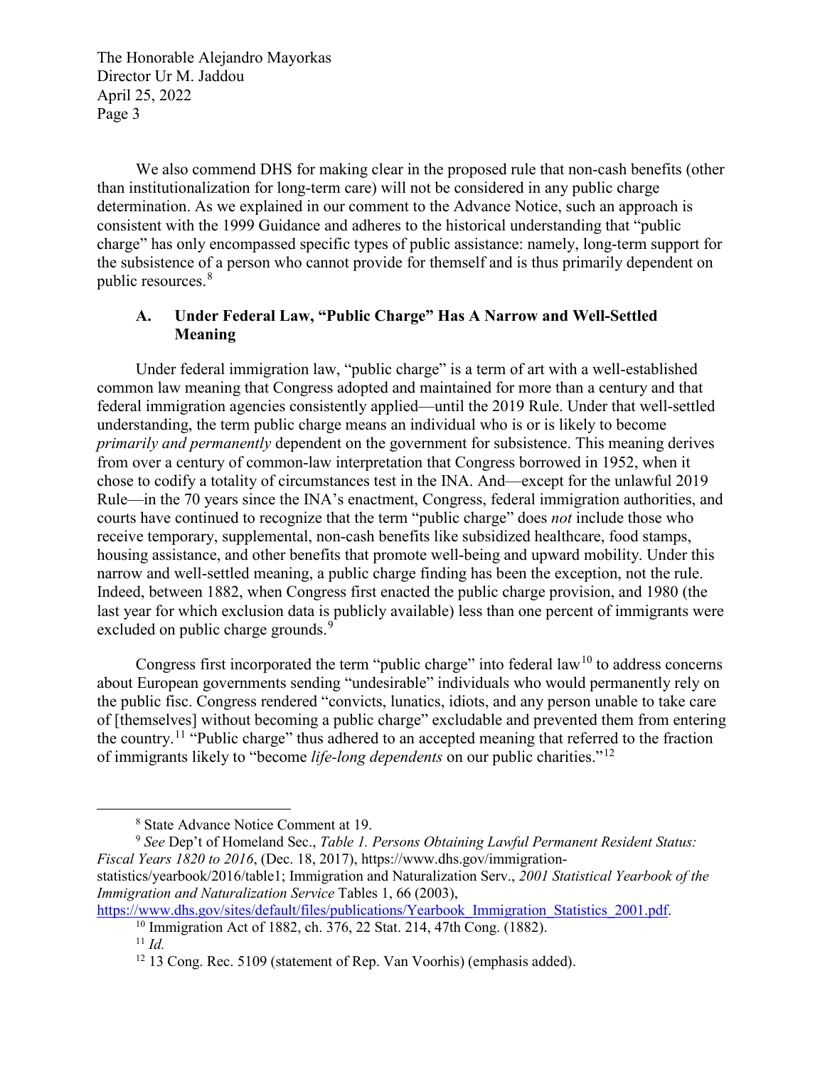We also commend DHS for making clear in the proposed rule that non-cash benefits (other than institutionalization for long-term care) will not be considered in any public charge determination. As we explained in our comment to the Advance Notice, such an approach is consistent with the 1999 Guidance and adheres to the historical understanding that "public charge" has only encompassed specific types of public assistance: namely, long-term support for the subsistence of a person who cannot provide for themself and is thus primarily dependent on public resources.[8]

### A. Under Federal Law, "Public Charge" Has A Narrow and Well-Settled Meaning

Under federal immigration law, "public charge" is a term of art with a well-established common law meaning that Congress adopted and maintained for more than a century and that federal immigration agencies consistently applied—until the 2019 Rule. Under that well-settled understanding, the term public charge means an individual who is or is likely to become *primarily and permanently* dependent on the government for subsistence. This meaning derives from over a century of common-law interpretation that Congress borrowed in 1952, when it chose to codify a totality of circumstances test in the INA. And—except for the unlawful 2019 Rule—in the 70 years since the INA's enactment, Congress, federal immigration authorities, and courts have continued to recognize that the term "public charge" does *not* include those who receive temporary, supplemental, non-cash benefits like subsidized healthcare, food stamps, housing assistance, and other benefits that promote well-being and upward mobility. Under this narrow and well-settled meaning, a public charge finding has been the exception, not the rule. Indeed, between 1882, when Congress first enacted the public charge provision, and 1980 (the last year for which exclusion data is publicly available) less than one percent of immigrants were excluded on public charge grounds.[9]

Congress first incorporated the term "public charge" into federal law[10] to address concerns about European governments sending "undesirable" individuals who would permanently rely on the public fisc. Congress rendered "convicts, lunatics, idiots, and any person unable to take care of [themselves] without becoming a public charge" excludable and prevented them from entering the country.[11] "Public charge" thus adhered to an accepted meaning that referred to the fraction of immigrants likely to "become *life-long dependents* on our public charities."[12]

---

[8] State Advance Notice Comment at 19.

[9] *See* Dep't of Homeland Sec., *Table 1. Persons Obtaining Lawful Permanent Resident Status: Fiscal Years 1820 to 2016*, (Dec. 18, 2017), https://www.dhs.gov/immigration-statistics/yearbook/2016/table1; Immigration and Naturalization Serv., *2001 Statistical Yearbook of the Immigration and Naturalization Service* Tables 1, 66 (2003), https://www.dhs.gov/sites/default/files/publications/Yearbook_Immigration_Statistics_2001.pdf.

[10] Immigration Act of 1882, ch. 376, 22 Stat. 214, 47th Cong. (1882).

[11] *Id.*

[12] 13 Cong. Rec. 5109 (statement of Rep. Van Voorhis) (emphasis added).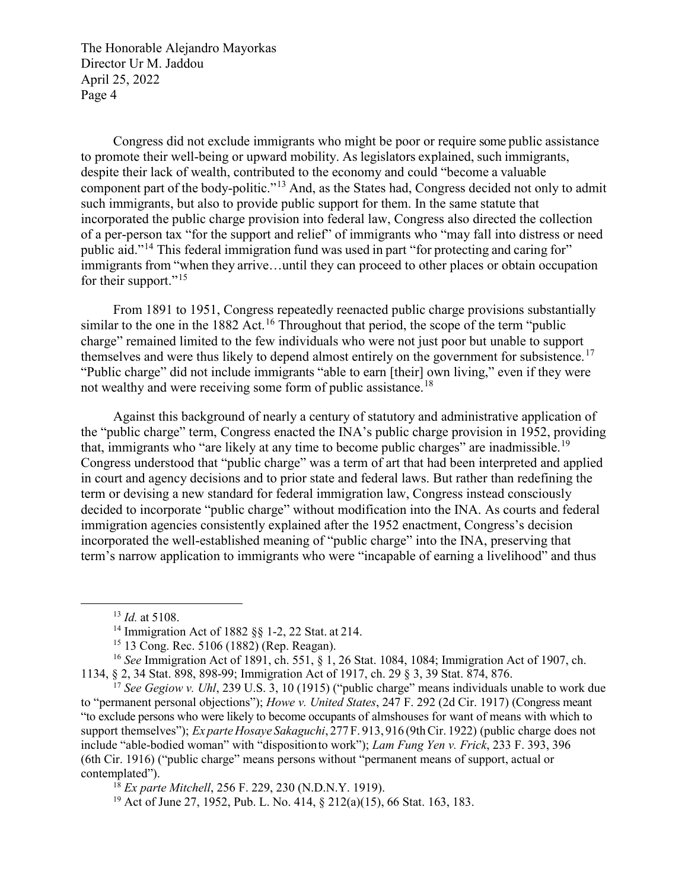Congress did not exclude immigrants who might be poor or require some public assistance to promote their well-being or upward mobility. As legislators explained, such immigrants, despite their lack of wealth, contributed to the economy and could "become a valuable component part of the body-politic."[13] And, as the States had, Congress decided not only to admit such immigrants, but also to provide public support for them. In the same statute that incorporated the public charge provision into federal law, Congress also directed the collection of a per-person tax "for the support and relief" of immigrants who "may fall into distress or need public aid."[14] This federal immigration fund was used in part "for protecting and caring for" immigrants from "when they arrive…until they can proceed to other places or obtain occupation for their support."[15]

From 1891 to 1951, Congress repeatedly reenacted public charge provisions substantially similar to the one in the 1882 Act.[16] Throughout that period, the scope of the term "public charge" remained limited to the few individuals who were not just poor but unable to support themselves and were thus likely to depend almost entirely on the government for subsistence.[17] "Public charge" did not include immigrants "able to earn [their] own living," even if they were not wealthy and were receiving some form of public assistance.[18]

Against this background of nearly a century of statutory and administrative application of the "public charge" term, Congress enacted the INA's public charge provision in 1952, providing that, immigrants who "are likely at any time to become public charges" are inadmissible.[19] Congress understood that "public charge" was a term of art that had been interpreted and applied in court and agency decisions and to prior state and federal laws. But rather than redefining the term or devising a new standard for federal immigration law, Congress instead consciously decided to incorporate "public charge" without modification into the INA. As courts and federal immigration agencies consistently explained after the 1952 enactment, Congress's decision incorporated the well-established meaning of "public charge" into the INA, preserving that term's narrow application to immigrants who were "incapable of earning a livelihood" and thus

---

[13] *Id.* at 5108.

[14] Immigration Act of 1882 §§ 1-2, 22 Stat. at 214.

[15] 13 Cong. Rec. 5106 (1882) (Rep. Reagan).

[16] *See* Immigration Act of 1891, ch. 551, § 1, 26 Stat. 1084, 1084; Immigration Act of 1907, ch. 1134, § 2, 34 Stat. 898, 898-99; Immigration Act of 1917, ch. 29 § 3, 39 Stat. 874, 876.

[17] *See Gegiow v. Uhl*, 239 U.S. 3, 10 (1915) ("public charge" means individuals unable to work due to "permanent personal objections"); *Howe v. United States*, 247 F. 292 (2d Cir. 1917) (Congress meant "to exclude persons who were likely to become occupants of almshouses for want of means with which to support themselves"); *Ex parte Hosaye Sakaguchi*, 277 F. 913, 916 (9th Cir. 1922) (public charge does not include "able-bodied woman" with "disposition to work"); *Lam Fung Yen v. Frick*, 233 F. 393, 396 (6th Cir. 1916) ("public charge" means persons without "permanent means of support, actual or contemplated").

[18] *Ex parte Mitchell*, 256 F. 229, 230 (N.D.N.Y. 1919).

[19] Act of June 27, 1952, Pub. L. No. 414, § 212(a)(15), 66 Stat. 163, 183.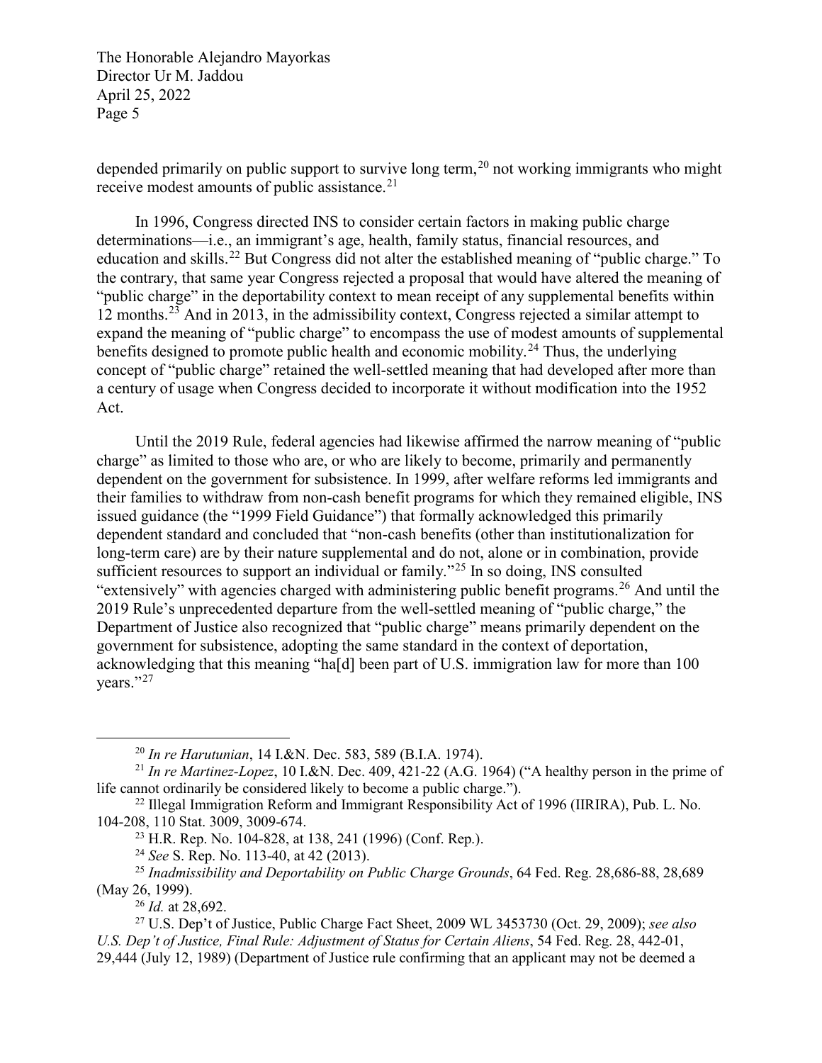depended primarily on public support to survive long term,[20] not working immigrants who might receive modest amounts of public assistance.[21]

In 1996, Congress directed INS to consider certain factors in making public charge determinations—i.e., an immigrant's age, health, family status, financial resources, and education and skills.[22] But Congress did not alter the established meaning of "public charge." To the contrary, that same year Congress rejected a proposal that would have altered the meaning of "public charge" in the deportability context to mean receipt of any supplemental benefits within 12 months.[23] And in 2013, in the admissibility context, Congress rejected a similar attempt to expand the meaning of "public charge" to encompass the use of modest amounts of supplemental benefits designed to promote public health and economic mobility.[24] Thus, the underlying concept of "public charge" retained the well-settled meaning that had developed after more than a century of usage when Congress decided to incorporate it without modification into the 1952 Act.

Until the 2019 Rule, federal agencies had likewise affirmed the narrow meaning of "public charge" as limited to those who are, or who are likely to become, primarily and permanently dependent on the government for subsistence. In 1999, after welfare reforms led immigrants and their families to withdraw from non-cash benefit programs for which they remained eligible, INS issued guidance (the "1999 Field Guidance") that formally acknowledged this primarily dependent standard and concluded that "non-cash benefits (other than institutionalization for long-term care) are by their nature supplemental and do not, alone or in combination, provide sufficient resources to support an individual or family."[25] In so doing, INS consulted "extensively" with agencies charged with administering public benefit programs.[26] And until the 2019 Rule's unprecedented departure from the well-settled meaning of "public charge," the Department of Justice also recognized that "public charge" means primarily dependent on the government for subsistence, adopting the same standard in the context of deportation, acknowledging that this meaning "ha[d] been part of U.S. immigration law for more than 100 years."[27]

---

[20] *In re Harutunian*, 14 I.&N. Dec. 583, 589 (B.I.A. 1974).

[21] *In re Martinez-Lopez*, 10 I.&N. Dec. 409, 421-22 (A.G. 1964) ("A healthy person in the prime of life cannot ordinarily be considered likely to become a public charge.").

[22] Illegal Immigration Reform and Immigrant Responsibility Act of 1996 (IIRIRA), Pub. L. No. 104-208, 110 Stat. 3009, 3009-674.

[23] H.R. Rep. No. 104-828, at 138, 241 (1996) (Conf. Rep.).

[24] *See* S. Rep. No. 113-40, at 42 (2013).

[25] *Inadmissibility and Deportability on Public Charge Grounds*, 64 Fed. Reg. 28,686-88, 28,689 (May 26, 1999).

[26] *Id.* at 28,692.

[27] U.S. Dep't of Justice, Public Charge Fact Sheet, 2009 WL 3453730 (Oct. 29, 2009); *see also U.S. Dep't of Justice, Final Rule: Adjustment of Status for Certain Aliens*, 54 Fed. Reg. 28, 442-01, 29,444 (July 12, 1989) (Department of Justice rule confirming that an applicant may not be deemed a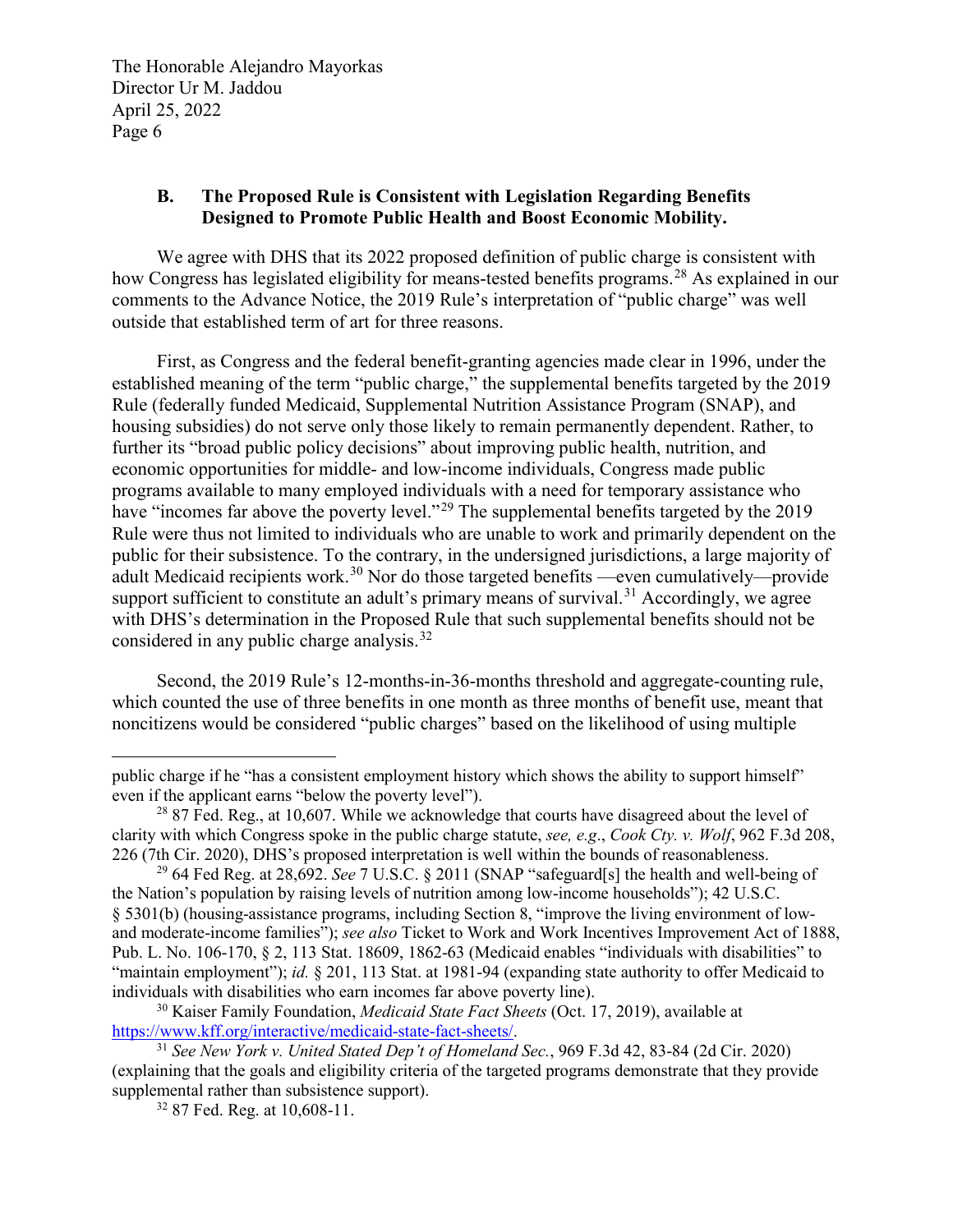### B. The Proposed Rule is Consistent with Legislation Regarding Benefits Designed to Promote Public Health and Boost Economic Mobility.

We agree with DHS that its 2022 proposed definition of public charge is consistent with how Congress has legislated eligibility for means-tested benefits programs.[28] As explained in our comments to the Advance Notice, the 2019 Rule's interpretation of "public charge" was well outside that established term of art for three reasons.

First, as Congress and the federal benefit-granting agencies made clear in 1996, under the established meaning of the term "public charge," the supplemental benefits targeted by the 2019 Rule (federally funded Medicaid, Supplemental Nutrition Assistance Program (SNAP), and housing subsidies) do not serve only those likely to remain permanently dependent. Rather, to further its "broad public policy decisions" about improving public health, nutrition, and economic opportunities for middle- and low-income individuals, Congress made public programs available to many employed individuals with a need for temporary assistance who have "incomes far above the poverty level."[29] The supplemental benefits targeted by the 2019 Rule were thus not limited to individuals who are unable to work and primarily dependent on the public for their subsistence. To the contrary, in the undersigned jurisdictions, a large majority of adult Medicaid recipients work.[30] Nor do those targeted benefits —even cumulatively—provide support sufficient to constitute an adult's primary means of survival.[31] Accordingly, we agree with DHS's determination in the Proposed Rule that such supplemental benefits should not be considered in any public charge analysis.[32]

Second, the 2019 Rule's 12-months-in-36-months threshold and aggregate-counting rule, which counted the use of three benefits in one month as three months of benefit use, meant that noncitizens would be considered "public charges" based on the likelihood of using multiple

---

public charge if he "has a consistent employment history which shows the ability to support himself" even if the applicant earns "below the poverty level").

[28] 87 Fed. Reg., at 10,607. While we acknowledge that courts have disagreed about the level of clarity with which Congress spoke in the public charge statute, *see, e.g.*, *Cook Cty. v. Wolf*, 962 F.3d 208, 226 (7th Cir. 2020), DHS's proposed interpretation is well within the bounds of reasonableness.

[29] 64 Fed Reg. at 28,692. *See* 7 U.S.C. § 2011 (SNAP "safeguard[s] the health and well-being of the Nation's population by raising levels of nutrition among low-income households"); 42 U.S.C. § 5301(b) (housing-assistance programs, including Section 8, "improve the living environment of low- and moderate-income families"); *see also* Ticket to Work and Work Incentives Improvement Act of 1888, Pub. L. No. 106-170, § 2, 113 Stat. 18609, 1862-63 (Medicaid enables "individuals with disabilities" to "maintain employment"); *id.* § 201, 113 Stat. at 1981-94 (expanding state authority to offer Medicaid to individuals with disabilities who earn incomes far above poverty line).

[30] Kaiser Family Foundation, *Medicaid State Fact Sheets* (Oct. 17, 2019), available at https://www.kff.org/interactive/medicaid-state-fact-sheets/.

[31] *See New York v. United Stated Dep't of Homeland Sec.*, 969 F.3d 42, 83-84 (2d Cir. 2020) (explaining that the goals and eligibility criteria of the targeted programs demonstrate that they provide supplemental rather than subsistence support).

[32] 87 Fed. Reg. at 10,608-11.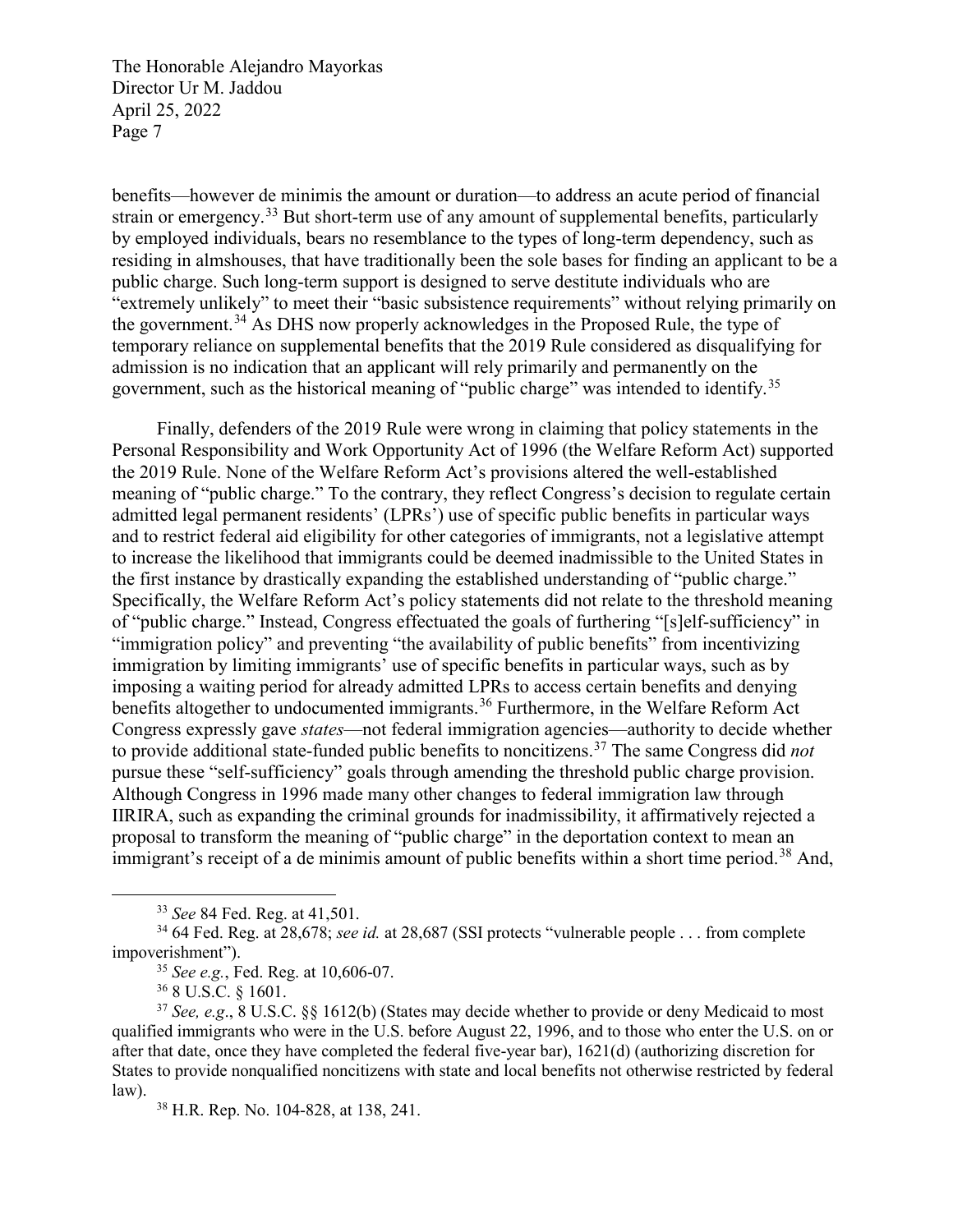benefits—however de minimis the amount or duration—to address an acute period of financial strain or emergency.[33] But short-term use of any amount of supplemental benefits, particularly by employed individuals, bears no resemblance to the types of long-term dependency, such as residing in almshouses, that have traditionally been the sole bases for finding an applicant to be a public charge. Such long-term support is designed to serve destitute individuals who are "extremely unlikely" to meet their "basic subsistence requirements" without relying primarily on the government.[34] As DHS now properly acknowledges in the Proposed Rule, the type of temporary reliance on supplemental benefits that the 2019 Rule considered as disqualifying for admission is no indication that an applicant will rely primarily and permanently on the government, such as the historical meaning of "public charge" was intended to identify.[35]

Finally, defenders of the 2019 Rule were wrong in claiming that policy statements in the Personal Responsibility and Work Opportunity Act of 1996 (the Welfare Reform Act) supported the 2019 Rule. None of the Welfare Reform Act's provisions altered the well-established meaning of "public charge." To the contrary, they reflect Congress's decision to regulate certain admitted legal permanent residents' (LPRs') use of specific public benefits in particular ways and to restrict federal aid eligibility for other categories of immigrants, not a legislative attempt to increase the likelihood that immigrants could be deemed inadmissible to the United States in the first instance by drastically expanding the established understanding of "public charge." Specifically, the Welfare Reform Act's policy statements did not relate to the threshold meaning of "public charge." Instead, Congress effectuated the goals of furthering "[s]elf-sufficiency" in "immigration policy" and preventing "the availability of public benefits" from incentivizing immigration by limiting immigrants' use of specific benefits in particular ways, such as by imposing a waiting period for already admitted LPRs to access certain benefits and denying benefits altogether to undocumented immigrants.[36] Furthermore, in the Welfare Reform Act Congress expressly gave *states*—not federal immigration agencies—authority to decide whether to provide additional state-funded public benefits to noncitizens.[37] The same Congress did *not* pursue these "self-sufficiency" goals through amending the threshold public charge provision. Although Congress in 1996 made many other changes to federal immigration law through IIRIRA, such as expanding the criminal grounds for inadmissibility, it affirmatively rejected a proposal to transform the meaning of "public charge" in the deportation context to mean an immigrant's receipt of a de minimis amount of public benefits within a short time period.[38] And,

---

[33] *See* 84 Fed. Reg. at 41,501.

[34] 64 Fed. Reg. at 28,678; *see id.* at 28,687 (SSI protects "vulnerable people . . . from complete impoverishment").

[35] *See e.g.*, Fed. Reg. at 10,606-07.

[36] 8 U.S.C. § 1601.

[37] *See, e.g*., 8 U.S.C. §§ 1612(b) (States may decide whether to provide or deny Medicaid to most qualified immigrants who were in the U.S. before August 22, 1996, and to those who enter the U.S. on or after that date, once they have completed the federal five-year bar), 1621(d) (authorizing discretion for States to provide nonqualified noncitizens with state and local benefits not otherwise restricted by federal law).

[38] H.R. Rep. No. 104-828, at 138, 241.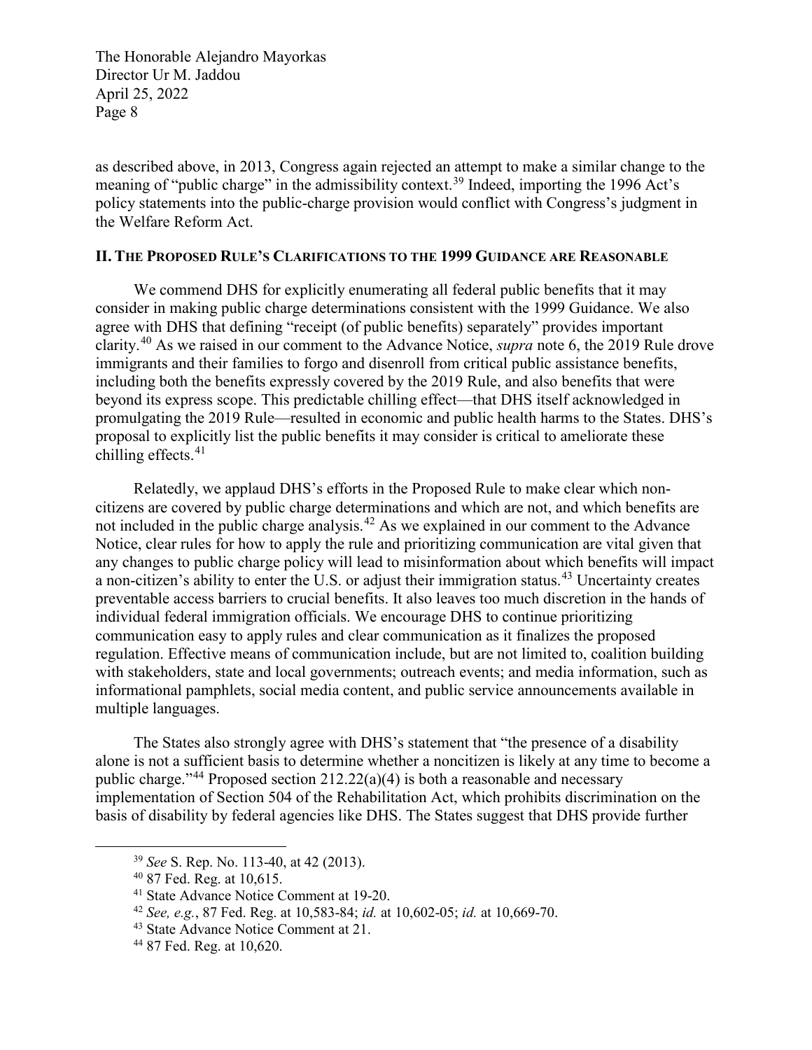as described above, in 2013, Congress again rejected an attempt to make a similar change to the meaning of "public charge" in the admissibility context.[39] Indeed, importing the 1996 Act's policy statements into the public-charge provision would conflict with Congress's judgment in the Welfare Reform Act.

## II. The Proposed Rule's Clarifications to the 1999 Guidance are Reasonable

We commend DHS for explicitly enumerating all federal public benefits that it may consider in making public charge determinations consistent with the 1999 Guidance. We also agree with DHS that defining "receipt (of public benefits) separately" provides important clarity.[40] As we raised in our comment to the Advance Notice, *supra* note 6, the 2019 Rule drove immigrants and their families to forgo and disenroll from critical public assistance benefits, including both the benefits expressly covered by the 2019 Rule, and also benefits that were beyond its express scope. This predictable chilling effect—that DHS itself acknowledged in promulgating the 2019 Rule—resulted in economic and public health harms to the States. DHS's proposal to explicitly list the public benefits it may consider is critical to ameliorate these chilling effects.[41]

Relatedly, we applaud DHS's efforts in the Proposed Rule to make clear which non-citizens are covered by public charge determinations and which are not, and which benefits are not included in the public charge analysis.[42] As we explained in our comment to the Advance Notice, clear rules for how to apply the rule and prioritizing communication are vital given that any changes to public charge policy will lead to misinformation about which benefits will impact a non-citizen's ability to enter the U.S. or adjust their immigration status.[43] Uncertainty creates preventable access barriers to crucial benefits. It also leaves too much discretion in the hands of individual federal immigration officials. We encourage DHS to continue prioritizing communication easy to apply rules and clear communication as it finalizes the proposed regulation. Effective means of communication include, but are not limited to, coalition building with stakeholders, state and local governments; outreach events; and media information, such as informational pamphlets, social media content, and public service announcements available in multiple languages.

The States also strongly agree with DHS's statement that "the presence of a disability alone is not a sufficient basis to determine whether a noncitizen is likely at any time to become a public charge."[44] Proposed section 212.22(a)(4) is both a reasonable and necessary implementation of Section 504 of the Rehabilitation Act, which prohibits discrimination on the basis of disability by federal agencies like DHS. The States suggest that DHS provide further

---

[39] *See* S. Rep. No. 113-40, at 42 (2013).

[40] 87 Fed. Reg. at 10,615.

[41] State Advance Notice Comment at 19-20.

[42] *See, e.g.*, 87 Fed. Reg. at 10,583-84; *id.* at 10,602-05; *id.* at 10,669-70.

[43] State Advance Notice Comment at 21.

[44] 87 Fed. Reg. at 10,620.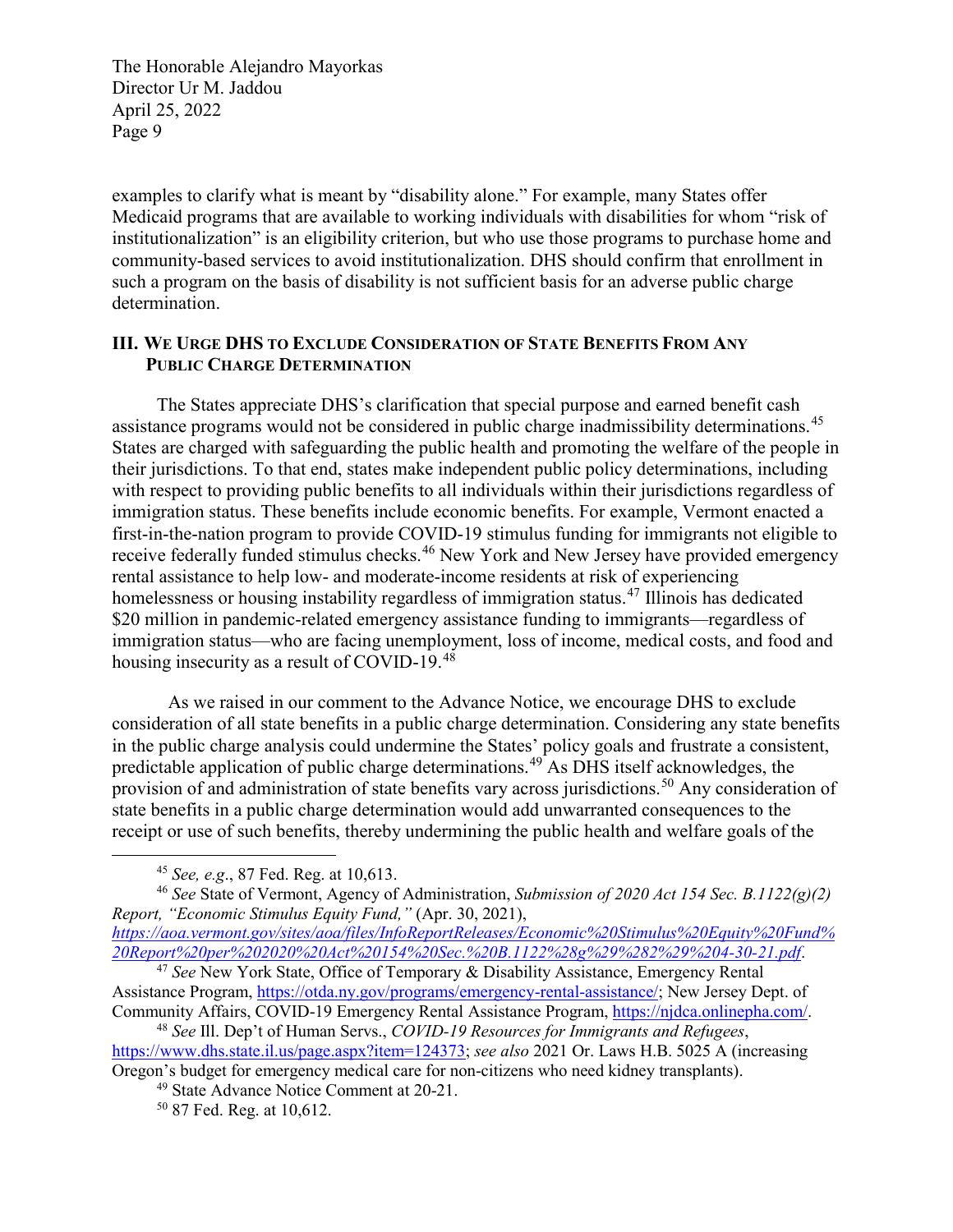examples to clarify what is meant by "disability alone." For example, many States offer Medicaid programs that are available to working individuals with disabilities for whom "risk of institutionalization" is an eligibility criterion, but who use those programs to purchase home and community-based services to avoid institutionalization. DHS should confirm that enrollment in such a program on the basis of disability is not sufficient basis for an adverse public charge determination.

## III. We Urge DHS to Exclude Consideration of State Benefits From Any Public Charge Determination

The States appreciate DHS's clarification that special purpose and earned benefit cash assistance programs would not be considered in public charge inadmissibility determinations.[45] States are charged with safeguarding the public health and promoting the welfare of the people in their jurisdictions. To that end, states make independent public policy determinations, including with respect to providing public benefits to all individuals within their jurisdictions regardless of immigration status. These benefits include economic benefits. For example, Vermont enacted a first-in-the-nation program to provide COVID-19 stimulus funding for immigrants not eligible to receive federally funded stimulus checks.[46] New York and New Jersey have provided emergency rental assistance to help low- and moderate-income residents at risk of experiencing homelessness or housing instability regardless of immigration status.[47] Illinois has dedicated $20 million in pandemic-related emergency assistance funding to immigrants—regardless of immigration status—who are facing unemployment, loss of income, medical costs, and food and housing insecurity as a result of COVID-19.[48]

As we raised in our comment to the Advance Notice, we encourage DHS to exclude consideration of all state benefits in a public charge determination. Considering any state benefits in the public charge analysis could undermine the States' policy goals and frustrate a consistent, predictable application of public charge determinations.[49] As DHS itself acknowledges, the provision of and administration of state benefits vary across jurisdictions.[50] Any consideration of state benefits in a public charge determination would add unwarranted consequences to the receipt or use of such benefits, thereby undermining the public health and welfare goals of the

---

[45] *See, e.g.*, 87 Fed. Reg. at 10,613.

[46] *See* State of Vermont, Agency of Administration, *Submission of 2020 Act 154 Sec. B.1122(g)(2) Report, "Economic Stimulus Equity Fund,"* (Apr. 30, 2021), *https://aoa.vermont.gov/sites/aoa/files/InfoReportReleases/Economic%20Stimulus%20Equity%20Fund%20Report%20per%202020%20Act%20154%20Sec.%20B.1122%28g%29%282%29%204-30-21.pdf*.

[47] *See* New York State, Office of Temporary & Disability Assistance, Emergency Rental Assistance Program, https://otda.ny.gov/programs/emergency-rental-assistance/; New Jersey Dept. of Community Affairs, COVID-19 Emergency Rental Assistance Program, https://njdca.onlinepha.com/.

[48] *See* Ill. Dep't of Human Servs., *COVID-19 Resources for Immigrants and Refugees*, https://www.dhs.state.il.us/page.aspx?item=124373; *see also* 2021 Or. Laws H.B. 5025 A (increasing Oregon's budget for emergency medical care for non-citizens who need kidney transplants).

[49] State Advance Notice Comment at 20-21.

[50] 87 Fed. Reg. at 10,612.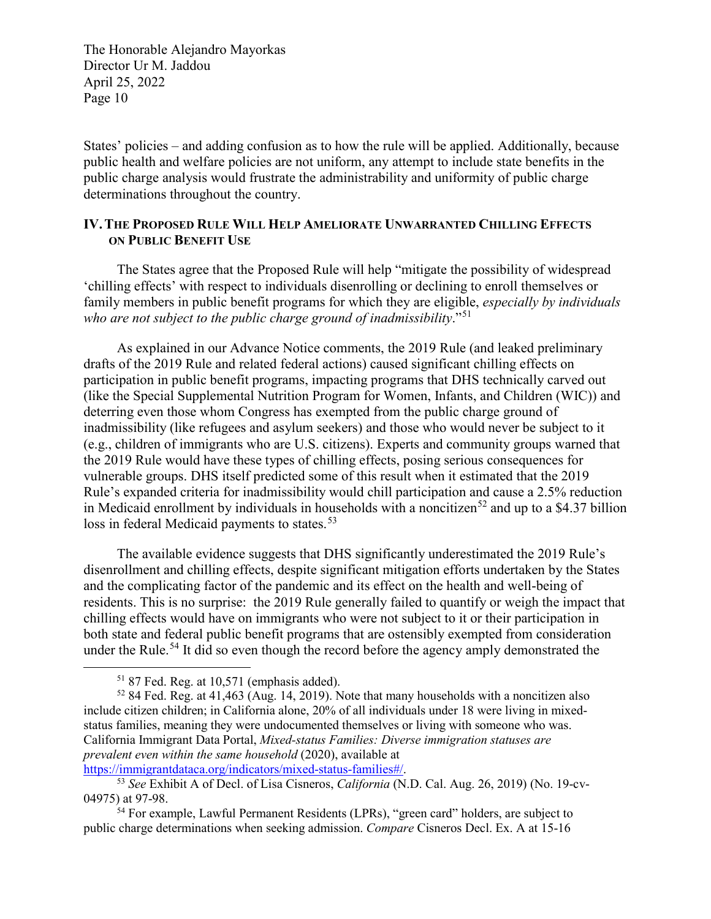States' policies – and adding confusion as to how the rule will be applied. Additionally, because public health and welfare policies are not uniform, any attempt to include state benefits in the public charge analysis would frustrate the administrability and uniformity of public charge determinations throughout the country.

## IV. The Proposed Rule Will Help Ameliorate Unwarranted Chilling Effects on Public Benefit Use

The States agree that the Proposed Rule will help "mitigate the possibility of widespread 'chilling effects' with respect to individuals disenrolling or declining to enroll themselves or family members in public benefit programs for which they are eligible, *especially by individuals who are not subject to the public charge ground of inadmissibility*."[51]

As explained in our Advance Notice comments, the 2019 Rule (and leaked preliminary drafts of the 2019 Rule and related federal actions) caused significant chilling effects on participation in public benefit programs, impacting programs that DHS technically carved out (like the Special Supplemental Nutrition Program for Women, Infants, and Children (WIC)) and deterring even those whom Congress has exempted from the public charge ground of inadmissibility (like refugees and asylum seekers) and those who would never be subject to it (e.g., children of immigrants who are U.S. citizens). Experts and community groups warned that the 2019 Rule would have these types of chilling effects, posing serious consequences for vulnerable groups. DHS itself predicted some of this result when it estimated that the 2019 Rule's expanded criteria for inadmissibility would chill participation and cause a 2.5% reduction in Medicaid enrollment by individuals in households with a noncitizen[52] and up to a $4.37 billion loss in federal Medicaid payments to states.[53]

The available evidence suggests that DHS significantly underestimated the 2019 Rule's disenrollment and chilling effects, despite significant mitigation efforts undertaken by the States and the complicating factor of the pandemic and its effect on the health and well-being of residents. This is no surprise: the 2019 Rule generally failed to quantify or weigh the impact that chilling effects would have on immigrants who were not subject to it or their participation in both state and federal public benefit programs that are ostensibly exempted from consideration under the Rule.[54] It did so even though the record before the agency amply demonstrated the

---

[51] 87 Fed. Reg. at 10,571 (emphasis added).

[52] 84 Fed. Reg. at 41,463 (Aug. 14, 2019). Note that many households with a noncitizen also include citizen children; in California alone, 20% of all individuals under 18 were living in mixed-status families, meaning they were undocumented themselves or living with someone who was. California Immigrant Data Portal, *Mixed-status Families: Diverse immigration statuses are prevalent even within the same household* (2020), available at https://immigrantdataca.org/indicators/mixed-status-families#/.

[53] *See* Exhibit A of Decl. of Lisa Cisneros, *California* (N.D. Cal. Aug. 26, 2019) (No. 19-cv-04975) at 97-98.

[54] For example, Lawful Permanent Residents (LPRs), "green card" holders, are subject to public charge determinations when seeking admission. *Compare* Cisneros Decl. Ex. A at 15-16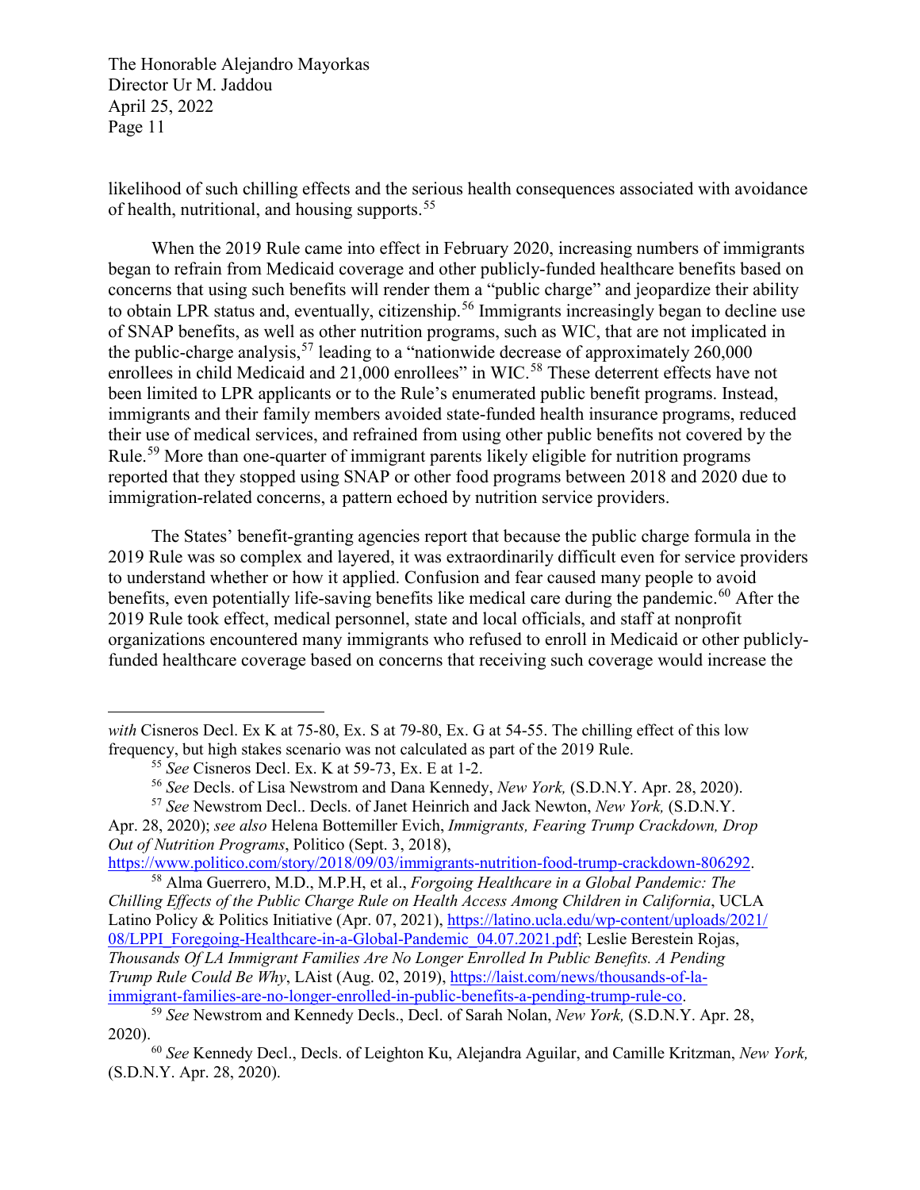likelihood of such chilling effects and the serious health consequences associated with avoidance of health, nutritional, and housing supports.[55]

When the 2019 Rule came into effect in February 2020, increasing numbers of immigrants began to refrain from Medicaid coverage and other publicly-funded healthcare benefits based on concerns that using such benefits will render them a "public charge" and jeopardize their ability to obtain LPR status and, eventually, citizenship.[56] Immigrants increasingly began to decline use of SNAP benefits, as well as other nutrition programs, such as WIC, that are not implicated in the public-charge analysis,[57] leading to a "nationwide decrease of approximately 260,000 enrollees in child Medicaid and 21,000 enrollees" in WIC.[58] These deterrent effects have not been limited to LPR applicants or to the Rule's enumerated public benefit programs. Instead, immigrants and their family members avoided state-funded health insurance programs, reduced their use of medical services, and refrained from using other public benefits not covered by the Rule.[59] More than one-quarter of immigrant parents likely eligible for nutrition programs reported that they stopped using SNAP or other food programs between 2018 and 2020 due to immigration-related concerns, a pattern echoed by nutrition service providers.

The States' benefit-granting agencies report that because the public charge formula in the 2019 Rule was so complex and layered, it was extraordinarily difficult even for service providers to understand whether or how it applied. Confusion and fear caused many people to avoid benefits, even potentially life-saving benefits like medical care during the pandemic.[60] After the 2019 Rule took effect, medical personnel, state and local officials, and staff at nonprofit organizations encountered many immigrants who refused to enroll in Medicaid or other publicly-funded healthcare coverage based on concerns that receiving such coverage would increase the

---

*with* Cisneros Decl. Ex K at 75-80, Ex. S at 79-80, Ex. G at 54-55. The chilling effect of this low frequency, but high stakes scenario was not calculated as part of the 2019 Rule.

[55] *See* Cisneros Decl. Ex. K at 59-73, Ex. E at 1-2.

[56] *See* Decls. of Lisa Newstrom and Dana Kennedy, *New York,* (S.D.N.Y. Apr. 28, 2020).

[57] *See* Newstrom Decl.. Decls. of Janet Heinrich and Jack Newton, *New York,* (S.D.N.Y. Apr. 28, 2020); *see also* Helena Bottemiller Evich, *Immigrants, Fearing Trump Crackdown, Drop Out of Nutrition Programs*, Politico (Sept. 3, 2018), https://www.politico.com/story/2018/09/03/immigrants-nutrition-food-trump-crackdown-806292.

[58] Alma Guerrero, M.D., M.P.H, et al., *Forgoing Healthcare in a Global Pandemic: The Chilling Effects of the Public Charge Rule on Health Access Among Children in California*, UCLA Latino Policy & Politics Initiative (Apr. 07, 2021), https://latino.ucla.edu/wp-content/uploads/2021/08/LPPI_Foregoing-Healthcare-in-a-Global-Pandemic_04.07.2021.pdf; Leslie Berestein Rojas, *Thousands Of LA Immigrant Families Are No Longer Enrolled In Public Benefits. A Pending Trump Rule Could Be Why*, LAist (Aug. 02, 2019), https://laist.com/news/thousands-of-la-immigrant-families-are-no-longer-enrolled-in-public-benefits-a-pending-trump-rule-co.

[59] *See* Newstrom and Kennedy Decls., Decl. of Sarah Nolan, *New York,* (S.D.N.Y. Apr. 28, 2020).

[60] *See* Kennedy Decl., Decls. of Leighton Ku, Alejandra Aguilar, and Camille Kritzman, *New York,* (S.D.N.Y. Apr. 28, 2020).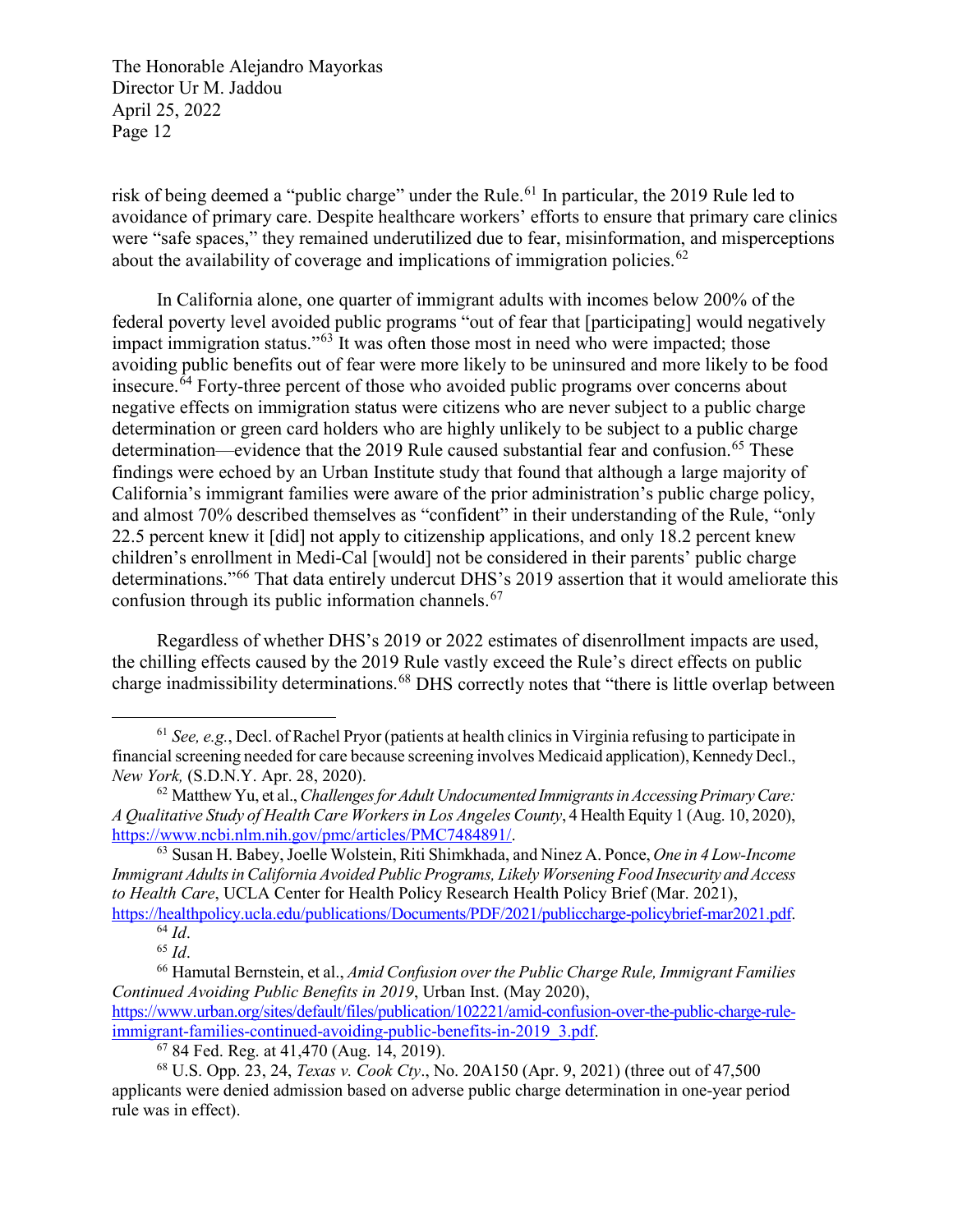risk of being deemed a "public charge" under the Rule.[61] In particular, the 2019 Rule led to avoidance of primary care. Despite healthcare workers' efforts to ensure that primary care clinics were "safe spaces," they remained underutilized due to fear, misinformation, and misperceptions about the availability of coverage and implications of immigration policies.[62]

In California alone, one quarter of immigrant adults with incomes below 200% of the federal poverty level avoided public programs "out of fear that [participating] would negatively impact immigration status."[63] It was often those most in need who were impacted; those avoiding public benefits out of fear were more likely to be uninsured and more likely to be food insecure.[64] Forty-three percent of those who avoided public programs over concerns about negative effects on immigration status were citizens who are never subject to a public charge determination or green card holders who are highly unlikely to be subject to a public charge determination—evidence that the 2019 Rule caused substantial fear and confusion.[65] These findings were echoed by an Urban Institute study that found that although a large majority of California's immigrant families were aware of the prior administration's public charge policy, and almost 70% described themselves as "confident" in their understanding of the Rule, "only 22.5 percent knew it [did] not apply to citizenship applications, and only 18.2 percent knew children's enrollment in Medi-Cal [would] not be considered in their parents' public charge determinations."[66] That data entirely undercut DHS's 2019 assertion that it would ameliorate this confusion through its public information channels.[67]

Regardless of whether DHS's 2019 or 2022 estimates of disenrollment impacts are used, the chilling effects caused by the 2019 Rule vastly exceed the Rule's direct effects on public charge inadmissibility determinations.[68] DHS correctly notes that "there is little overlap between

---

[61] *See, e.g.*, Decl. of Rachel Pryor (patients at health clinics in Virginia refusing to participate in financial screening needed for care because screening involves Medicaid application), Kennedy Decl., *New York,* (S.D.N.Y. Apr. 28, 2020).

[62] Matthew Yu, et al., *Challenges for Adult Undocumented Immigrants in Accessing Primary Care: A Qualitative Study of Health Care Workers in Los Angeles County*, 4 Health Equity 1 (Aug. 10, 2020), https://www.ncbi.nlm.nih.gov/pmc/articles/PMC7484891/.

[63] Susan H. Babey, Joelle Wolstein, Riti Shimkhada, and Ninez A. Ponce, *One in 4 Low-Income Immigrant Adults in California Avoided Public Programs, Likely Worsening Food Insecurity and Access to Health Care*, UCLA Center for Health Policy Research Health Policy Brief (Mar. 2021), https://healthpolicy.ucla.edu/publications/Documents/PDF/2021/publiccharge-policybrief-mar2021.pdf.

[64] *Id*.

[65] *Id*.

[66] Hamutal Bernstein, et al., *Amid Confusion over the Public Charge Rule, Immigrant Families Continued Avoiding Public Benefits in 2019*, Urban Inst. (May 2020), https://www.urban.org/sites/default/files/publication/102221/amid-confusion-over-the-public-charge-rule-immigrant-families-continued-avoiding-public-benefits-in-2019_3.pdf.

[67] 84 Fed. Reg. at 41,470 (Aug. 14, 2019).

[68] U.S. Opp. 23, 24, *Texas v. Cook Cty*., No. 20A150 (Apr. 9, 2021) (three out of 47,500 applicants were denied admission based on adverse public charge determination in one-year period rule was in effect).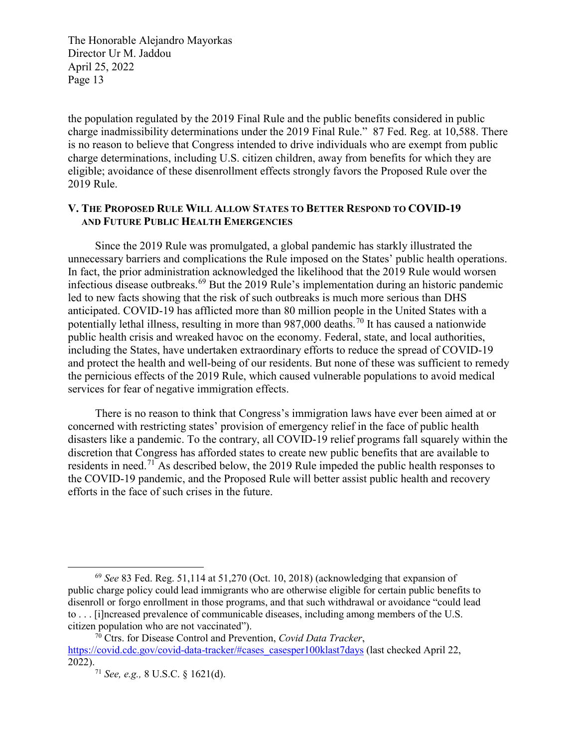the population regulated by the 2019 Final Rule and the public benefits considered in public charge inadmissibility determinations under the 2019 Final Rule." 87 Fed. Reg. at 10,588. There is no reason to believe that Congress intended to drive individuals who are exempt from public charge determinations, including U.S. citizen children, away from benefits for which they are eligible; avoidance of these disenrollment effects strongly favors the Proposed Rule over the 2019 Rule.

## V. The Proposed Rule Will Allow States to Better Respond to COVID-19 and Future Public Health Emergencies

Since the 2019 Rule was promulgated, a global pandemic has starkly illustrated the unnecessary barriers and complications the Rule imposed on the States' public health operations. In fact, the prior administration acknowledged the likelihood that the 2019 Rule would worsen infectious disease outbreaks.[69] But the 2019 Rule's implementation during an historic pandemic led to new facts showing that the risk of such outbreaks is much more serious than DHS anticipated. COVID-19 has afflicted more than 80 million people in the United States with a potentially lethal illness, resulting in more than 987,000 deaths.[70] It has caused a nationwide public health crisis and wreaked havoc on the economy. Federal, state, and local authorities, including the States, have undertaken extraordinary efforts to reduce the spread of COVID-19 and protect the health and well-being of our residents. But none of these was sufficient to remedy the pernicious effects of the 2019 Rule, which caused vulnerable populations to avoid medical services for fear of negative immigration effects.

There is no reason to think that Congress's immigration laws have ever been aimed at or concerned with restricting states' provision of emergency relief in the face of public health disasters like a pandemic. To the contrary, all COVID-19 relief programs fall squarely within the discretion that Congress has afforded states to create new public benefits that are available to residents in need.[71] As described below, the 2019 Rule impeded the public health responses to the COVID-19 pandemic, and the Proposed Rule will better assist public health and recovery efforts in the face of such crises in the future.

---

[69] *See* 83 Fed. Reg. 51,114 at 51,270 (Oct. 10, 2018) (acknowledging that expansion of public charge policy could lead immigrants who are otherwise eligible for certain public benefits to disenroll or forgo enrollment in those programs, and that such withdrawal or avoidance "could lead to . . . [i]ncreased prevalence of communicable diseases, including among members of the U.S. citizen population who are not vaccinated").

[70] Ctrs. for Disease Control and Prevention, *Covid Data Tracker*, https://covid.cdc.gov/covid-data-tracker/#cases_casesper100klast7days (last checked April 22, 2022).

[71] *See, e.g.,* 8 U.S.C. § 1621(d).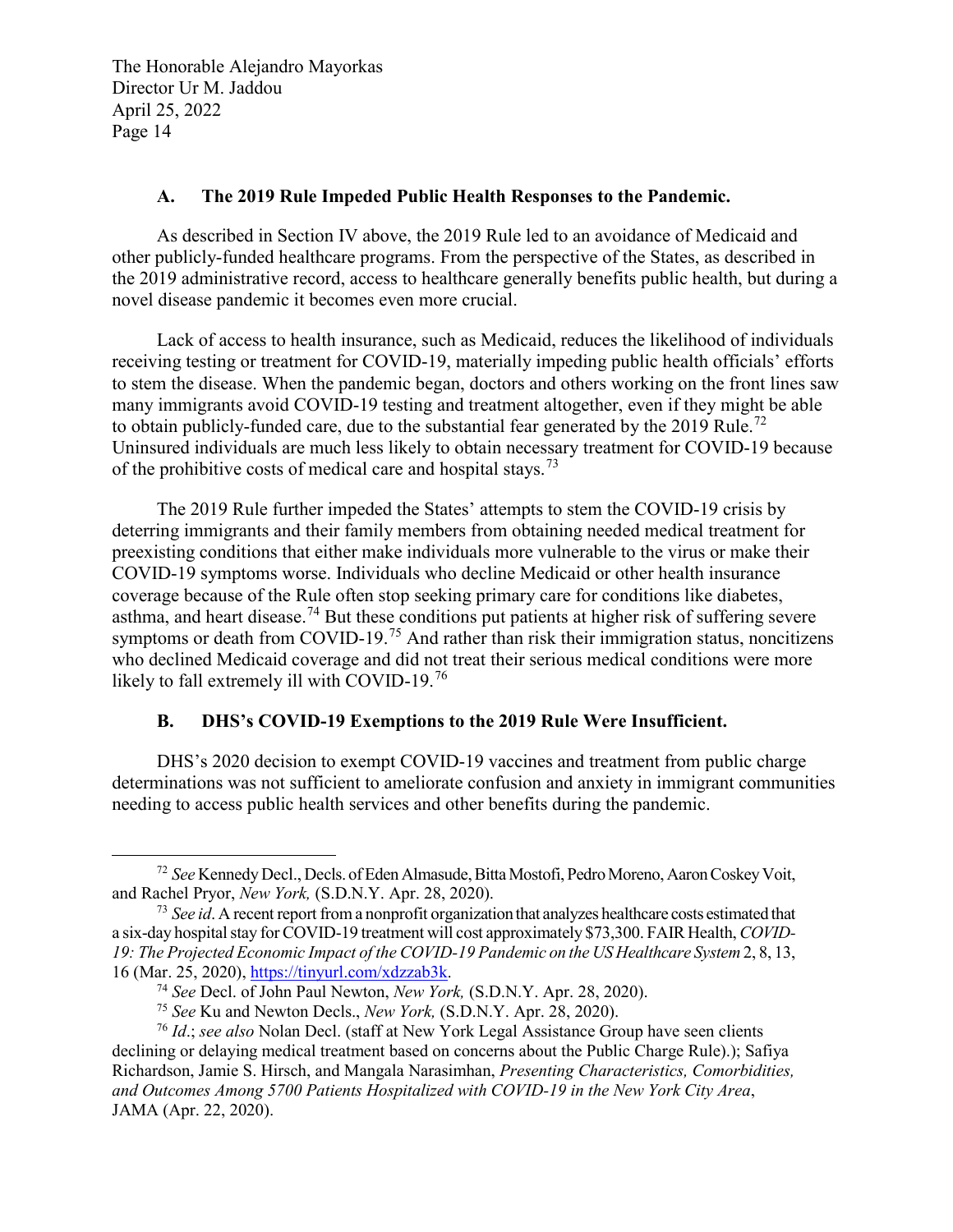### A. The 2019 Rule Impeded Public Health Responses to the Pandemic.

As described in Section IV above, the 2019 Rule led to an avoidance of Medicaid and other publicly-funded healthcare programs. From the perspective of the States, as described in the 2019 administrative record, access to healthcare generally benefits public health, but during a novel disease pandemic it becomes even more crucial.

Lack of access to health insurance, such as Medicaid, reduces the likelihood of individuals receiving testing or treatment for COVID-19, materially impeding public health officials' efforts to stem the disease. When the pandemic began, doctors and others working on the front lines saw many immigrants avoid COVID-19 testing and treatment altogether, even if they might be able to obtain publicly-funded care, due to the substantial fear generated by the 2019 Rule.[72] Uninsured individuals are much less likely to obtain necessary treatment for COVID-19 because of the prohibitive costs of medical care and hospital stays.[73]

The 2019 Rule further impeded the States' attempts to stem the COVID-19 crisis by deterring immigrants and their family members from obtaining needed medical treatment for preexisting conditions that either make individuals more vulnerable to the virus or make their COVID-19 symptoms worse. Individuals who decline Medicaid or other health insurance coverage because of the Rule often stop seeking primary care for conditions like diabetes, asthma, and heart disease.[74] But these conditions put patients at higher risk of suffering severe symptoms or death from COVID-19.[75] And rather than risk their immigration status, noncitizens who declined Medicaid coverage and did not treat their serious medical conditions were more likely to fall extremely ill with COVID-19.[76]

### B. DHS's COVID-19 Exemptions to the 2019 Rule Were Insufficient.

DHS's 2020 decision to exempt COVID-19 vaccines and treatment from public charge determinations was not sufficient to ameliorate confusion and anxiety in immigrant communities needing to access public health services and other benefits during the pandemic.

---

[72] *See* Kennedy Decl., Decls. of Eden Almasude, Bitta Mostofi, Pedro Moreno, Aaron Coskey Voit, and Rachel Pryor, *New York,* (S.D.N.Y. Apr. 28, 2020).

[73] *See id*. A recent report from a nonprofit organization that analyzes healthcare costs estimated that a six-day hospital stay for COVID-19 treatment will cost approximately $73,300. FAIR Health, *COVID-19: The Projected Economic Impact of the COVID-19 Pandemic on the US Healthcare System* 2, 8, 13, 16 (Mar. 25, 2020), https://tinyurl.com/xdzzab3k.

[74] *See* Decl. of John Paul Newton, *New York,* (S.D.N.Y. Apr. 28, 2020).

[75] *See* Ku and Newton Decls., *New York,* (S.D.N.Y. Apr. 28, 2020).

[76] *Id*.; *see also* Nolan Decl. (staff at New York Legal Assistance Group have seen clients declining or delaying medical treatment based on concerns about the Public Charge Rule).); Safiya Richardson, Jamie S. Hirsch, and Mangala Narasimhan, *Presenting Characteristics, Comorbidities, and Outcomes Among 5700 Patients Hospitalized with COVID-19 in the New York City Area*, JAMA (Apr. 22, 2020).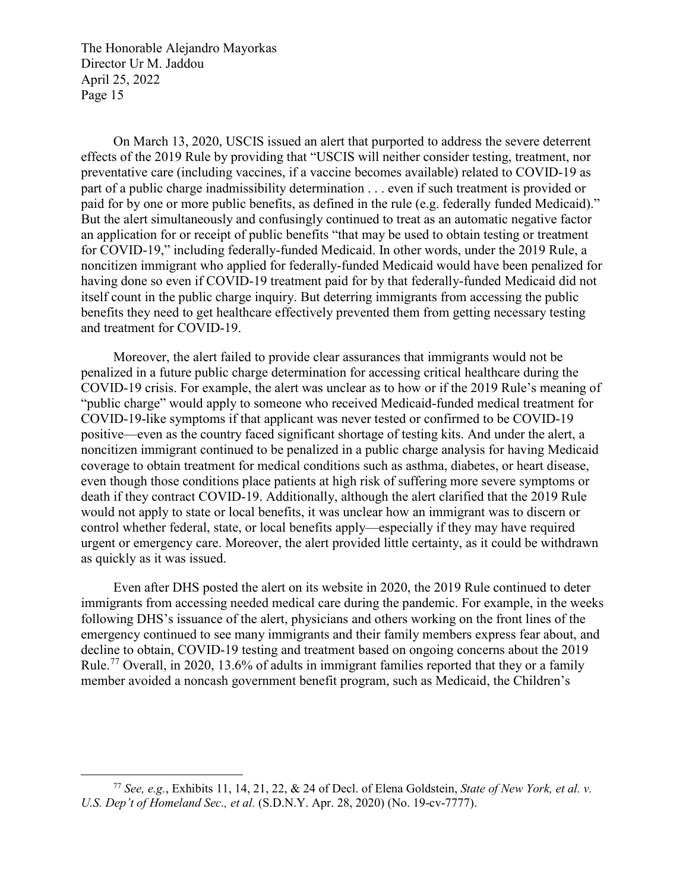On March 13, 2020, USCIS issued an alert that purported to address the severe deterrent effects of the 2019 Rule by providing that "USCIS will neither consider testing, treatment, nor preventative care (including vaccines, if a vaccine becomes available) related to COVID-19 as part of a public charge inadmissibility determination . . . even if such treatment is provided or paid for by one or more public benefits, as defined in the rule (e.g. federally funded Medicaid)." But the alert simultaneously and confusingly continued to treat as an automatic negative factor an application for or receipt of public benefits "that may be used to obtain testing or treatment for COVID-19," including federally-funded Medicaid. In other words, under the 2019 Rule, a noncitizen immigrant who applied for federally-funded Medicaid would have been penalized for having done so even if COVID-19 treatment paid for by that federally-funded Medicaid did not itself count in the public charge inquiry. But deterring immigrants from accessing the public benefits they need to get healthcare effectively prevented them from getting necessary testing and treatment for COVID-19.

Moreover, the alert failed to provide clear assurances that immigrants would not be penalized in a future public charge determination for accessing critical healthcare during the COVID-19 crisis. For example, the alert was unclear as to how or if the 2019 Rule's meaning of "public charge" would apply to someone who received Medicaid-funded medical treatment for COVID-19-like symptoms if that applicant was never tested or confirmed to be COVID-19 positive—even as the country faced significant shortage of testing kits. And under the alert, a noncitizen immigrant continued to be penalized in a public charge analysis for having Medicaid coverage to obtain treatment for medical conditions such as asthma, diabetes, or heart disease, even though those conditions place patients at high risk of suffering more severe symptoms or death if they contract COVID-19. Additionally, although the alert clarified that the 2019 Rule would not apply to state or local benefits, it was unclear how an immigrant was to discern or control whether federal, state, or local benefits apply—especially if they may have required urgent or emergency care. Moreover, the alert provided little certainty, as it could be withdrawn as quickly as it was issued.

Even after DHS posted the alert on its website in 2020, the 2019 Rule continued to deter immigrants from accessing needed medical care during the pandemic. For example, in the weeks following DHS's issuance of the alert, physicians and others working on the front lines of the emergency continued to see many immigrants and their family members express fear about, and decline to obtain, COVID-19 testing and treatment based on ongoing concerns about the 2019 Rule.[77] Overall, in 2020, 13.6% of adults in immigrant families reported that they or a family member avoided a noncash government benefit program, such as Medicaid, the Children's

[77] *See, e.g.*, Exhibits 11, 14, 21, 22, & 24 of Decl. of Elena Goldstein, *State of New York, et al. v. U.S. Dep't of Homeland Sec., et al.* (S.D.N.Y. Apr. 28, 2020) (No. 19-cv-7777).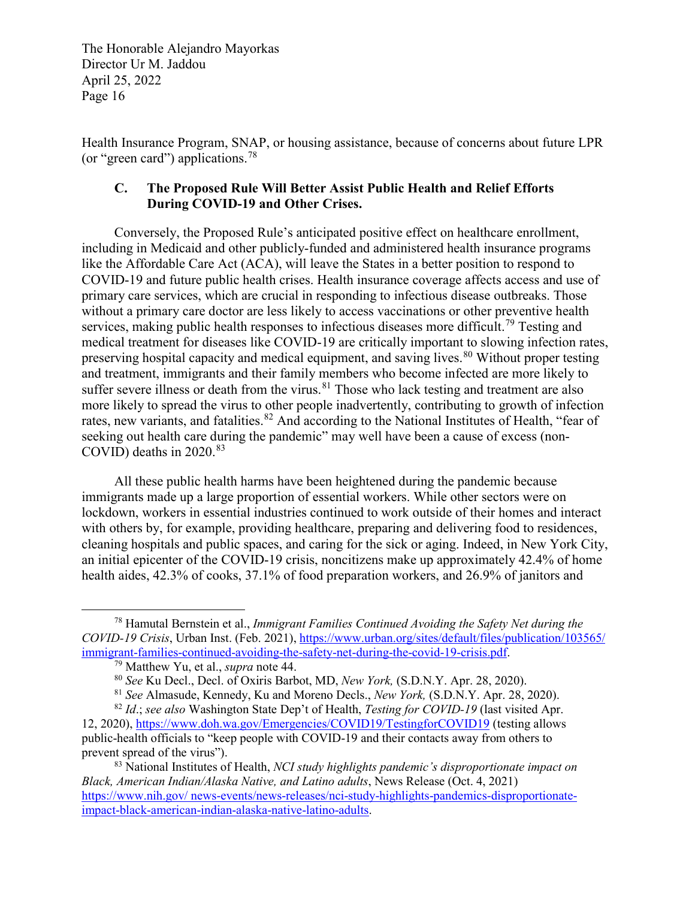Health Insurance Program, SNAP, or housing assistance, because of concerns about future LPR (or "green card") applications.[78]

### C. The Proposed Rule Will Better Assist Public Health and Relief Efforts During COVID-19 and Other Crises.

Conversely, the Proposed Rule's anticipated positive effect on healthcare enrollment, including in Medicaid and other publicly-funded and administered health insurance programs like the Affordable Care Act (ACA), will leave the States in a better position to respond to COVID-19 and future public health crises. Health insurance coverage affects access and use of primary care services, which are crucial in responding to infectious disease outbreaks. Those without a primary care doctor are less likely to access vaccinations or other preventive health services, making public health responses to infectious diseases more difficult.[79] Testing and medical treatment for diseases like COVID-19 are critically important to slowing infection rates, preserving hospital capacity and medical equipment, and saving lives.[80] Without proper testing and treatment, immigrants and their family members who become infected are more likely to suffer severe illness or death from the virus.[81] Those who lack testing and treatment are also more likely to spread the virus to other people inadvertently, contributing to growth of infection rates, new variants, and fatalities.[82] And according to the National Institutes of Health, "fear of seeking out health care during the pandemic" may well have been a cause of excess (non-COVID) deaths in 2020.[83]

All these public health harms have been heightened during the pandemic because immigrants made up a large proportion of essential workers. While other sectors were on lockdown, workers in essential industries continued to work outside of their homes and interact with others by, for example, providing healthcare, preparing and delivering food to residences, cleaning hospitals and public spaces, and caring for the sick or aging. Indeed, in New York City, an initial epicenter of the COVID-19 crisis, noncitizens make up approximately 42.4% of home health aides, 42.3% of cooks, 37.1% of food preparation workers, and 26.9% of janitors and

---

[78] Hamutal Bernstein et al., *Immigrant Families Continued Avoiding the Safety Net during the COVID-19 Crisis*, Urban Inst. (Feb. 2021), https://www.urban.org/sites/default/files/publication/103565/immigrant-families-continued-avoiding-the-safety-net-during-the-covid-19-crisis.pdf.

[79] Matthew Yu, et al., *supra* note 44.

[80] *See* Ku Decl., Decl. of Oxiris Barbot, MD, *New York,* (S.D.N.Y. Apr. 28, 2020).

[81] *See* Almasude, Kennedy, Ku and Moreno Decls., *New York,* (S.D.N.Y. Apr. 28, 2020).

[82] *Id*.; *see also* Washington State Dep't of Health, *Testing for COVID-19* (last visited Apr. 12, 2020), https://www.doh.wa.gov/Emergencies/COVID19/TestingforCOVID19 (testing allows public-health officials to "keep people with COVID-19 and their contacts away from others to prevent spread of the virus").

[83] National Institutes of Health, *NCI study highlights pandemic's disproportionate impact on Black, American Indian/Alaska Native, and Latino adults*, News Release (Oct. 4, 2021) https://www.nih.gov/ news-events/news-releases/nci-study-highlights-pandemics-disproportionate-impact-black-american-indian-alaska-native-latino-adults.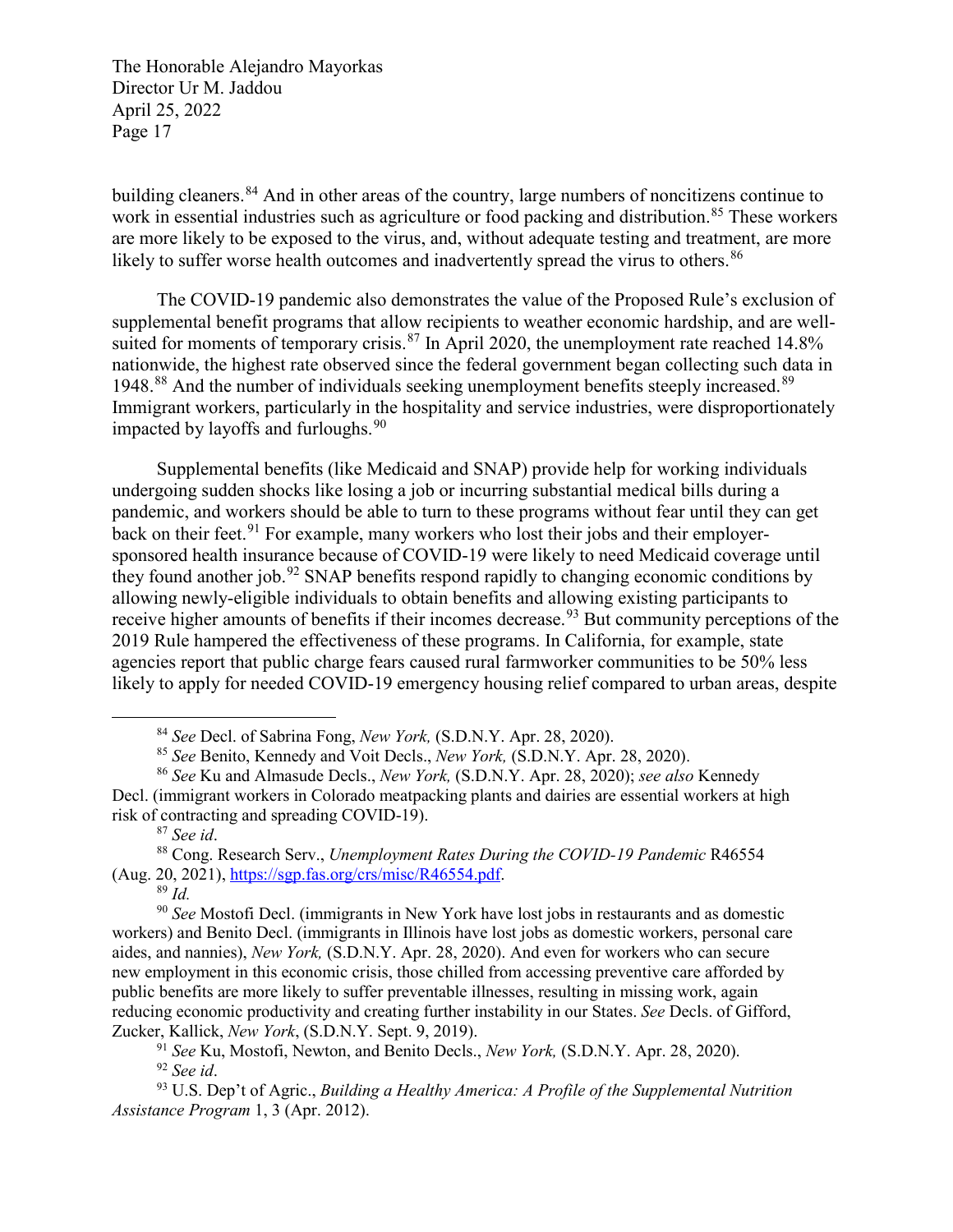building cleaners.[84] And in other areas of the country, large numbers of noncitizens continue to work in essential industries such as agriculture or food packing and distribution.[85] These workers are more likely to be exposed to the virus, and, without adequate testing and treatment, are more likely to suffer worse health outcomes and inadvertently spread the virus to others.[86]

The COVID-19 pandemic also demonstrates the value of the Proposed Rule's exclusion of supplemental benefit programs that allow recipients to weather economic hardship, and are well-suited for moments of temporary crisis.[87] In April 2020, the unemployment rate reached 14.8% nationwide, the highest rate observed since the federal government began collecting such data in 1948.[88] And the number of individuals seeking unemployment benefits steeply increased.[89] Immigrant workers, particularly in the hospitality and service industries, were disproportionately impacted by layoffs and furloughs.[90]

Supplemental benefits (like Medicaid and SNAP) provide help for working individuals undergoing sudden shocks like losing a job or incurring substantial medical bills during a pandemic, and workers should be able to turn to these programs without fear until they can get back on their feet.[91] For example, many workers who lost their jobs and their employer-sponsored health insurance because of COVID-19 were likely to need Medicaid coverage until they found another job.[92] SNAP benefits respond rapidly to changing economic conditions by allowing newly-eligible individuals to obtain benefits and allowing existing participants to receive higher amounts of benefits if their incomes decrease.[93] But community perceptions of the 2019 Rule hampered the effectiveness of these programs. In California, for example, state agencies report that public charge fears caused rural farmworker communities to be 50% less likely to apply for needed COVID-19 emergency housing relief compared to urban areas, despite

---

[84] *See* Decl. of Sabrina Fong, *New York,* (S.D.N.Y. Apr. 28, 2020).

[85] *See* Benito, Kennedy and Voit Decls., *New York,* (S.D.N.Y. Apr. 28, 2020).

[86] *See* Ku and Almasude Decls., *New York,* (S.D.N.Y. Apr. 28, 2020); *see also* Kennedy Decl. (immigrant workers in Colorado meatpacking plants and dairies are essential workers at high risk of contracting and spreading COVID-19).

[87] *See id*.

[88] Cong. Research Serv., *Unemployment Rates During the COVID-19 Pandemic* R46554 (Aug. 20, 2021), https://sgp.fas.org/crs/misc/R46554.pdf.

[89] *Id.*

[90] *See* Mostofi Decl. (immigrants in New York have lost jobs in restaurants and as domestic workers) and Benito Decl. (immigrants in Illinois have lost jobs as domestic workers, personal care aides, and nannies), *New York,* (S.D.N.Y. Apr. 28, 2020). And even for workers who can secure new employment in this economic crisis, those chilled from accessing preventive care afforded by public benefits are more likely to suffer preventable illnesses, resulting in missing work, again reducing economic productivity and creating further instability in our States. *See* Decls. of Gifford, Zucker, Kallick, *New York*, (S.D.N.Y. Sept. 9, 2019).

[91] *See* Ku, Mostofi, Newton, and Benito Decls., *New York,* (S.D.N.Y. Apr. 28, 2020).

[92] *See id*.

[93] U.S. Dep't of Agric., *Building a Healthy America: A Profile of the Supplemental Nutrition Assistance Program* 1, 3 (Apr. 2012).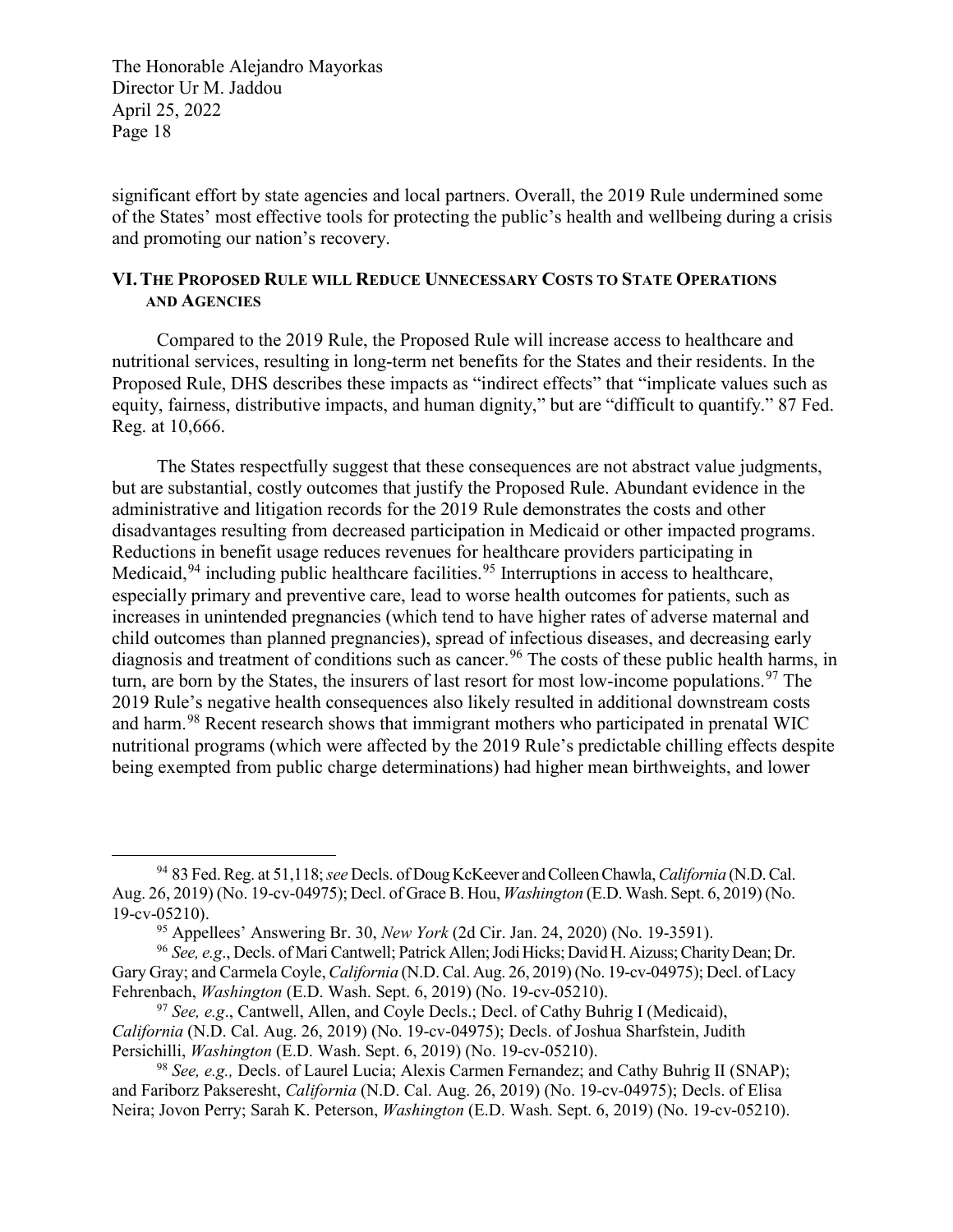significant effort by state agencies and local partners. Overall, the 2019 Rule undermined some of the States' most effective tools for protecting the public's health and wellbeing during a crisis and promoting our nation's recovery.

## VI. The Proposed Rule will Reduce Unnecessary Costs to State Operations and Agencies

Compared to the 2019 Rule, the Proposed Rule will increase access to healthcare and nutritional services, resulting in long-term net benefits for the States and their residents. In the Proposed Rule, DHS describes these impacts as "indirect effects" that "implicate values such as equity, fairness, distributive impacts, and human dignity," but are "difficult to quantify." 87 Fed. Reg. at 10,666.

The States respectfully suggest that these consequences are not abstract value judgments, but are substantial, costly outcomes that justify the Proposed Rule. Abundant evidence in the administrative and litigation records for the 2019 Rule demonstrates the costs and other disadvantages resulting from decreased participation in Medicaid or other impacted programs. Reductions in benefit usage reduces revenues for healthcare providers participating in Medicaid,[94] including public healthcare facilities.[95] Interruptions in access to healthcare, especially primary and preventive care, lead to worse health outcomes for patients, such as increases in unintended pregnancies (which tend to have higher rates of adverse maternal and child outcomes than planned pregnancies), spread of infectious diseases, and decreasing early diagnosis and treatment of conditions such as cancer.[96] The costs of these public health harms, in turn, are born by the States, the insurers of last resort for most low-income populations.[97] The 2019 Rule's negative health consequences also likely resulted in additional downstream costs and harm.[98] Recent research shows that immigrant mothers who participated in prenatal WIC nutritional programs (which were affected by the 2019 Rule's predictable chilling effects despite being exempted from public charge determinations) had higher mean birthweights, and lower

---

[94] 83 Fed. Reg. at 51,118; *see* Decls. of Doug KcKeever and Colleen Chawla, *California* (N.D. Cal. Aug. 26, 2019) (No. 19-cv-04975); Decl. of Grace B. Hou, *Washington* (E.D. Wash. Sept. 6, 2019) (No. 19-cv-05210).

[95] Appellees' Answering Br. 30, *New York* (2d Cir. Jan. 24, 2020) (No. 19-3591).

[96] *See, e.g*., Decls. of Mari Cantwell; Patrick Allen; Jodi Hicks; David H. Aizuss; Charity Dean; Dr. Gary Gray; and Carmela Coyle, *California* (N.D. Cal. Aug. 26, 2019) (No. 19-cv-04975); Decl. of Lacy Fehrenbach, *Washington* (E.D. Wash. Sept. 6, 2019) (No. 19-cv-05210).

[97] *See, e.g*., Cantwell, Allen, and Coyle Decls.; Decl. of Cathy Buhrig I (Medicaid), *California* (N.D. Cal. Aug. 26, 2019) (No. 19-cv-04975); Decls. of Joshua Sharfstein, Judith Persichilli, *Washington* (E.D. Wash. Sept. 6, 2019) (No. 19-cv-05210).

[98] *See, e.g.,* Decls. of Laurel Lucia; Alexis Carmen Fernandez; and Cathy Buhrig II (SNAP); and Fariborz Pakseresht, *California* (N.D. Cal. Aug. 26, 2019) (No. 19-cv-04975); Decls. of Elisa Neira; Jovon Perry; Sarah K. Peterson, *Washington* (E.D. Wash. Sept. 6, 2019) (No. 19-cv-05210).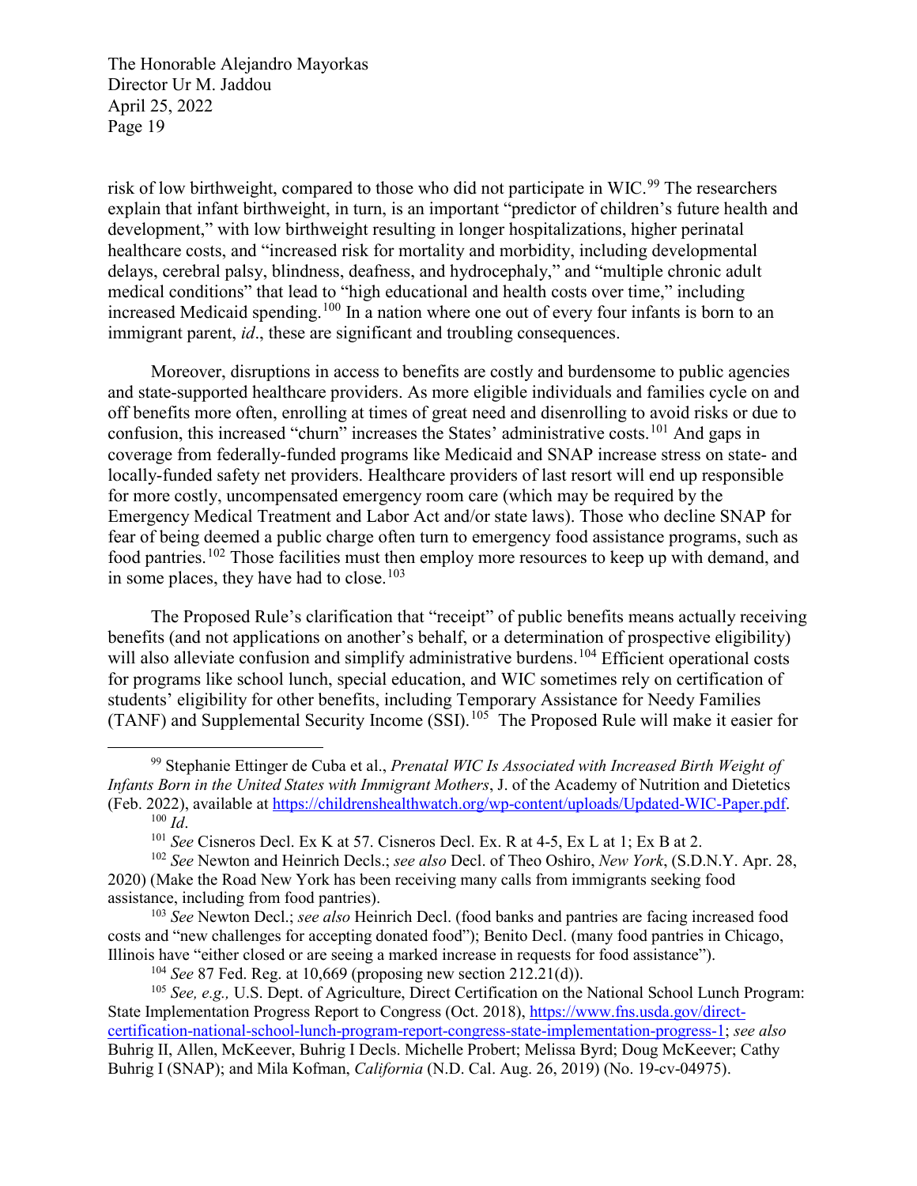risk of low birthweight, compared to those who did not participate in WIC.[99] The researchers explain that infant birthweight, in turn, is an important "predictor of children's future health and development," with low birthweight resulting in longer hospitalizations, higher perinatal healthcare costs, and "increased risk for mortality and morbidity, including developmental delays, cerebral palsy, blindness, deafness, and hydrocephaly," and "multiple chronic adult medical conditions" that lead to "high educational and health costs over time," including increased Medicaid spending.[100] In a nation where one out of every four infants is born to an immigrant parent, *id*., these are significant and troubling consequences.

Moreover, disruptions in access to benefits are costly and burdensome to public agencies and state-supported healthcare providers. As more eligible individuals and families cycle on and off benefits more often, enrolling at times of great need and disenrolling to avoid risks or due to confusion, this increased "churn" increases the States' administrative costs.[101] And gaps in coverage from federally-funded programs like Medicaid and SNAP increase stress on state- and locally-funded safety net providers. Healthcare providers of last resort will end up responsible for more costly, uncompensated emergency room care (which may be required by the Emergency Medical Treatment and Labor Act and/or state laws). Those who decline SNAP for fear of being deemed a public charge often turn to emergency food assistance programs, such as food pantries.[102] Those facilities must then employ more resources to keep up with demand, and in some places, they have had to close.[103]

The Proposed Rule's clarification that "receipt" of public benefits means actually receiving benefits (and not applications on another's behalf, or a determination of prospective eligibility) will also alleviate confusion and simplify administrative burdens.[104] Efficient operational costs for programs like school lunch, special education, and WIC sometimes rely on certification of students' eligibility for other benefits, including Temporary Assistance for Needy Families (TANF) and Supplemental Security Income (SSI).[105] The Proposed Rule will make it easier for

---

[99] Stephanie Ettinger de Cuba et al., *Prenatal WIC Is Associated with Increased Birth Weight of Infants Born in the United States with Immigrant Mothers*, J. of the Academy of Nutrition and Dietetics (Feb. 2022), available at https://childrenshealthwatch.org/wp-content/uploads/Updated-WIC-Paper.pdf.

[100] *Id*.

[101] *See* Cisneros Decl. Ex K at 57. Cisneros Decl. Ex. R at 4-5, Ex L at 1; Ex B at 2.

[102] *See* Newton and Heinrich Decls.; *see also* Decl. of Theo Oshiro, *New York*, (S.D.N.Y. Apr. 28, 2020) (Make the Road New York has been receiving many calls from immigrants seeking food assistance, including from food pantries).

[103] *See* Newton Decl.; *see also* Heinrich Decl. (food banks and pantries are facing increased food costs and "new challenges for accepting donated food"); Benito Decl. (many food pantries in Chicago, Illinois have "either closed or are seeing a marked increase in requests for food assistance").

[104] *See* 87 Fed. Reg. at 10,669 (proposing new section 212.21(d)).

[105] *See, e.g.,* U.S. Dept. of Agriculture, Direct Certification on the National School Lunch Program: State Implementation Progress Report to Congress (Oct. 2018), https://www.fns.usda.gov/direct-certification-national-school-lunch-program-report-congress-state-implementation-progress-1; *see also* Buhrig II, Allen, McKeever, Buhrig I Decls. Michelle Probert; Melissa Byrd; Doug McKeever; Cathy Buhrig I (SNAP); and Mila Kofman, *California* (N.D. Cal. Aug. 26, 2019) (No. 19-cv-04975).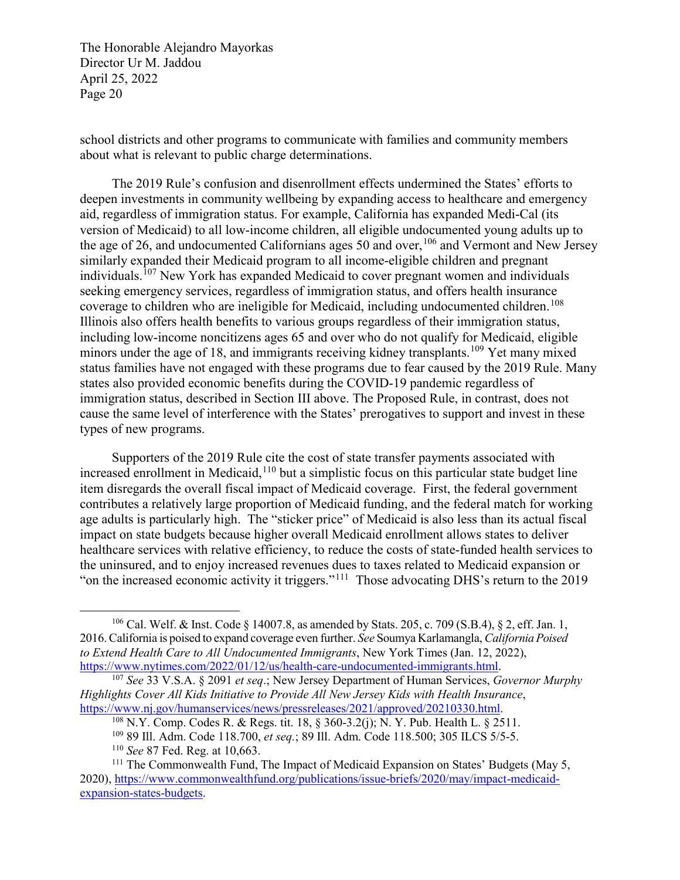school districts and other programs to communicate with families and community members about what is relevant to public charge determinations.

The 2019 Rule's confusion and disenrollment effects undermined the States' efforts to deepen investments in community wellbeing by expanding access to healthcare and emergency aid, regardless of immigration status. For example, California has expanded Medi-Cal (its version of Medicaid) to all low-income children, all eligible undocumented young adults up to the age of 26, and undocumented Californians ages 50 and over,[106] and Vermont and New Jersey similarly expanded their Medicaid program to all income-eligible children and pregnant individuals.[107] New York has expanded Medicaid to cover pregnant women and individuals seeking emergency services, regardless of immigration status, and offers health insurance coverage to children who are ineligible for Medicaid, including undocumented children.[108] Illinois also offers health benefits to various groups regardless of their immigration status, including low-income noncitizens ages 65 and over who do not qualify for Medicaid, eligible minors under the age of 18, and immigrants receiving kidney transplants.[109] Yet many mixed status families have not engaged with these programs due to fear caused by the 2019 Rule. Many states also provided economic benefits during the COVID-19 pandemic regardless of immigration status, described in Section III above. The Proposed Rule, in contrast, does not cause the same level of interference with the States' prerogatives to support and invest in these types of new programs.

Supporters of the 2019 Rule cite the cost of state transfer payments associated with increased enrollment in Medicaid,[110] but a simplistic focus on this particular state budget line item disregards the overall fiscal impact of Medicaid coverage. First, the federal government contributes a relatively large proportion of Medicaid funding, and the federal match for working age adults is particularly high. The "sticker price" of Medicaid is also less than its actual fiscal impact on state budgets because higher overall Medicaid enrollment allows states to deliver healthcare services with relative efficiency, to reduce the costs of state-funded health services to the uninsured, and to enjoy increased revenues dues to taxes related to Medicaid expansion or "on the increased economic activity it triggers."[111] Those advocating DHS's return to the 2019

---

[106] Cal. Welf. & Inst. Code § 14007.8, as amended by Stats. 205, c. 709 (S.B.4), § 2, eff. Jan. 1, 2016. California is poised to expand coverage even further. *See* Soumya Karlamangla, *California Poised to Extend Health Care to All Undocumented Immigrants*, New York Times (Jan. 12, 2022), https://www.nytimes.com/2022/01/12/us/health-care-undocumented-immigrants.html.

[107] *See* 33 V.S.A. § 2091 *et seq*.; New Jersey Department of Human Services, *Governor Murphy Highlights Cover All Kids Initiative to Provide All New Jersey Kids with Health Insurance*, https://www.nj.gov/humanservices/news/pressreleases/2021/approved/20210330.html.

[108] N.Y. Comp. Codes R. & Regs. tit. 18, § 360-3.2(j); N. Y. Pub. Health L. § 2511.

[109] 89 Ill. Adm. Code 118.700, *et seq.*; 89 Ill. Adm. Code 118.500; 305 ILCS 5/5-5.

[110] *See* 87 Fed. Reg. at 10,663.

[111] The Commonwealth Fund, The Impact of Medicaid Expansion on States' Budgets (May 5, 2020), https://www.commonwealthfund.org/publications/issue-briefs/2020/may/impact-medicaid-expansion-states-budgets.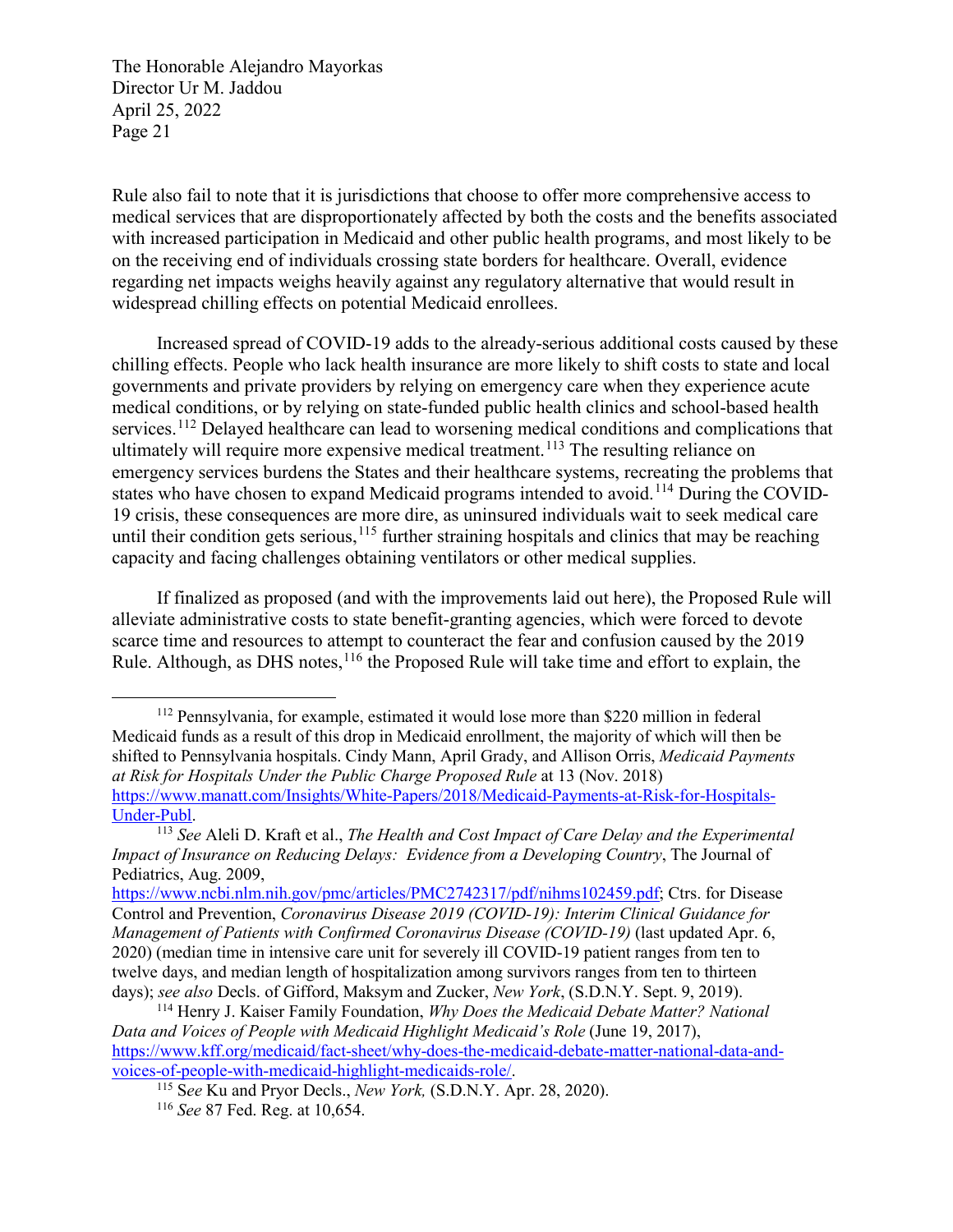Rule also fail to note that it is jurisdictions that choose to offer more comprehensive access to medical services that are disproportionately affected by both the costs and the benefits associated with increased participation in Medicaid and other public health programs, and most likely to be on the receiving end of individuals crossing state borders for healthcare. Overall, evidence regarding net impacts weighs heavily against any regulatory alternative that would result in widespread chilling effects on potential Medicaid enrollees.

Increased spread of COVID-19 adds to the already-serious additional costs caused by these chilling effects. People who lack health insurance are more likely to shift costs to state and local governments and private providers by relying on emergency care when they experience acute medical conditions, or by relying on state-funded public health clinics and school-based health services.[112] Delayed healthcare can lead to worsening medical conditions and complications that ultimately will require more expensive medical treatment.[113] The resulting reliance on emergency services burdens the States and their healthcare systems, recreating the problems that states who have chosen to expand Medicaid programs intended to avoid.[114] During the COVID-19 crisis, these consequences are more dire, as uninsured individuals wait to seek medical care until their condition gets serious,[115] further straining hospitals and clinics that may be reaching capacity and facing challenges obtaining ventilators or other medical supplies.

If finalized as proposed (and with the improvements laid out here), the Proposed Rule will alleviate administrative costs to state benefit-granting agencies, which were forced to devote scarce time and resources to attempt to counteract the fear and confusion caused by the 2019 Rule. Although, as DHS notes,[116] the Proposed Rule will take time and effort to explain, the

---

[112] Pennsylvania, for example, estimated it would lose more than $220 million in federal Medicaid funds as a result of this drop in Medicaid enrollment, the majority of which will then be shifted to Pennsylvania hospitals. Cindy Mann, April Grady, and Allison Orris, *Medicaid Payments at Risk for Hospitals Under the Public Charge Proposed Rule* at 13 (Nov. 2018) https://www.manatt.com/Insights/White-Papers/2018/Medicaid-Payments-at-Risk-for-Hospitals-Under-Publ.

[113] *See* Aleli D. Kraft et al., *The Health and Cost Impact of Care Delay and the Experimental Impact of Insurance on Reducing Delays: Evidence from a Developing Country*, The Journal of Pediatrics, Aug. 2009, https://www.ncbi.nlm.nih.gov/pmc/articles/PMC2742317/pdf/nihms102459.pdf; Ctrs. for Disease Control and Prevention, *Coronavirus Disease 2019 (COVID-19): Interim Clinical Guidance for Management of Patients with Confirmed Coronavirus Disease (COVID-19)* (last updated Apr. 6, 2020) (median time in intensive care unit for severely ill COVID-19 patient ranges from ten to twelve days, and median length of hospitalization among survivors ranges from ten to thirteen days); *see also* Decls. of Gifford, Maksym and Zucker, *New York*, (S.D.N.Y. Sept. 9, 2019).

[114] Henry J. Kaiser Family Foundation, *Why Does the Medicaid Debate Matter? National Data and Voices of People with Medicaid Highlight Medicaid's Role* (June 19, 2017), https://www.kff.org/medicaid/fact-sheet/why-does-the-medicaid-debate-matter-national-data-and-voices-of-people-with-medicaid-highlight-medicaids-role/.

[115] S*ee* Ku and Pryor Decls., *New York,* (S.D.N.Y. Apr. 28, 2020).

[116] *See* 87 Fed. Reg. at 10,654.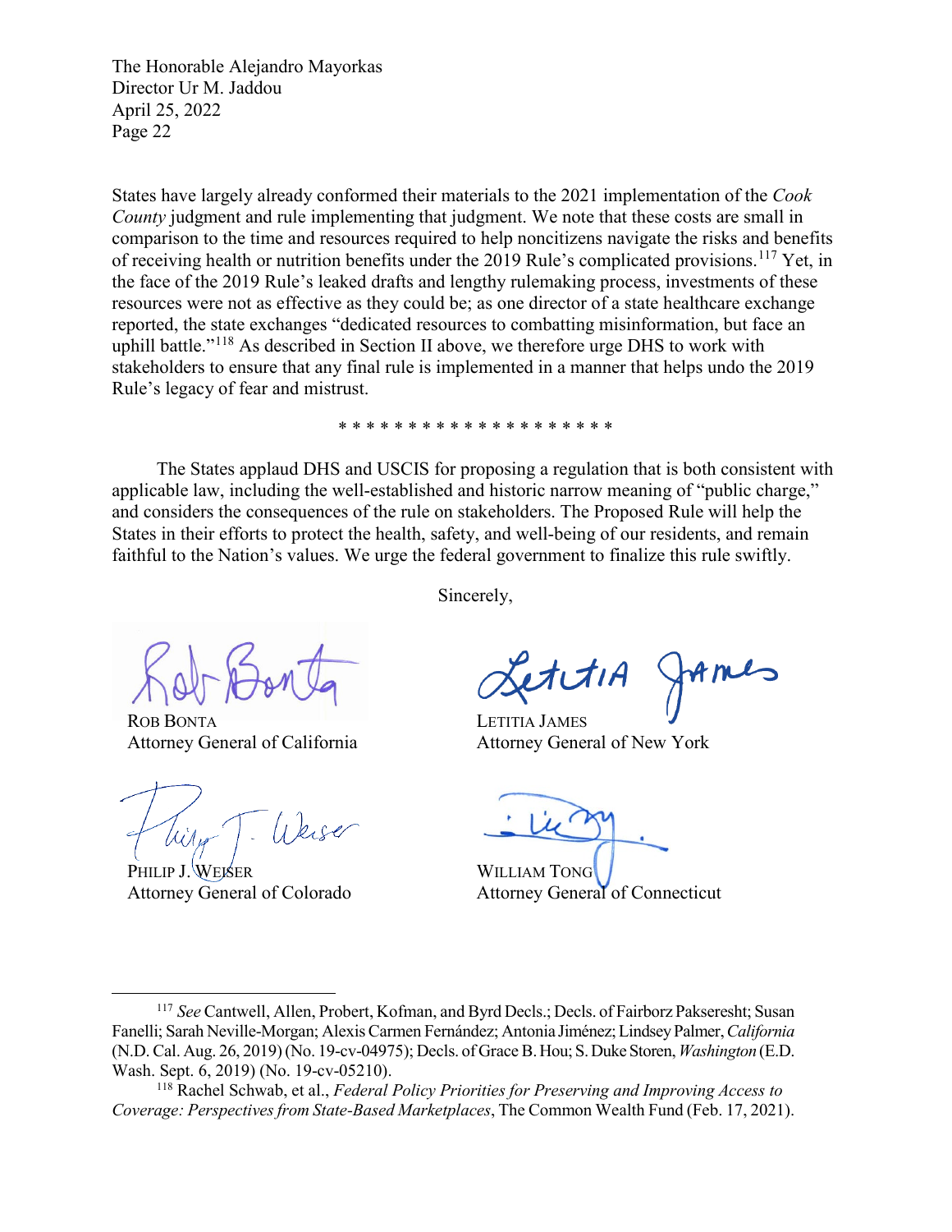States have largely already conformed their materials to the 2021 implementation of the *Cook County* judgment and rule implementing that judgment. We note that these costs are small in comparison to the time and resources required to help noncitizens navigate the risks and benefits of receiving health or nutrition benefits under the 2019 Rule's complicated provisions.[117] Yet, in the face of the 2019 Rule's leaked drafts and lengthy rulemaking process, investments of these resources were not as effective as they could be; as one director of a state healthcare exchange reported, the state exchanges "dedicated resources to combatting misinformation, but face an uphill battle."[118] As described in Section II above, we therefore urge DHS to work with stakeholders to ensure that any final rule is implemented in a manner that helps undo the 2019 Rule's legacy of fear and mistrust.

* * * * * * * * * * * * * * * * * * *

The States applaud DHS and USCIS for proposing a regulation that is both consistent with applicable law, including the well-established and historic narrow meaning of "public charge," and considers the consequences of the rule on stakeholders. The Proposed Rule will help the States in their efforts to protect the health, safety, and well-being of our residents, and remain faithful to the Nation's values. We urge the federal government to finalize this rule swiftly.

Sincerely,

ROB BONTA
Attorney General of California

LETITIA JAMES
Attorney General of New York

PHILIP J. WEISER
Attorney General of Colorado

WILLIAM TONG
Attorney General of Connecticut

---

[117] *See* Cantwell, Allen, Probert, Kofman, and Byrd Decls.; Decls. of Fairborz Pakseresht; Susan Fanelli; Sarah Neville-Morgan; Alexis Carmen Fernández; Antonia Jiménez; Lindsey Palmer, *California* (N.D. Cal. Aug. 26, 2019) (No. 19-cv-04975); Decls. of Grace B. Hou; S. Duke Storen, *Washington* (E.D. Wash. Sept. 6, 2019) (No. 19-cv-05210).

[118] Rachel Schwab, et al., *Federal Policy Priorities for Preserving and Improving Access to Coverage: Perspectives from State-Based Marketplaces*, The Common Wealth Fund (Feb. 17, 2021).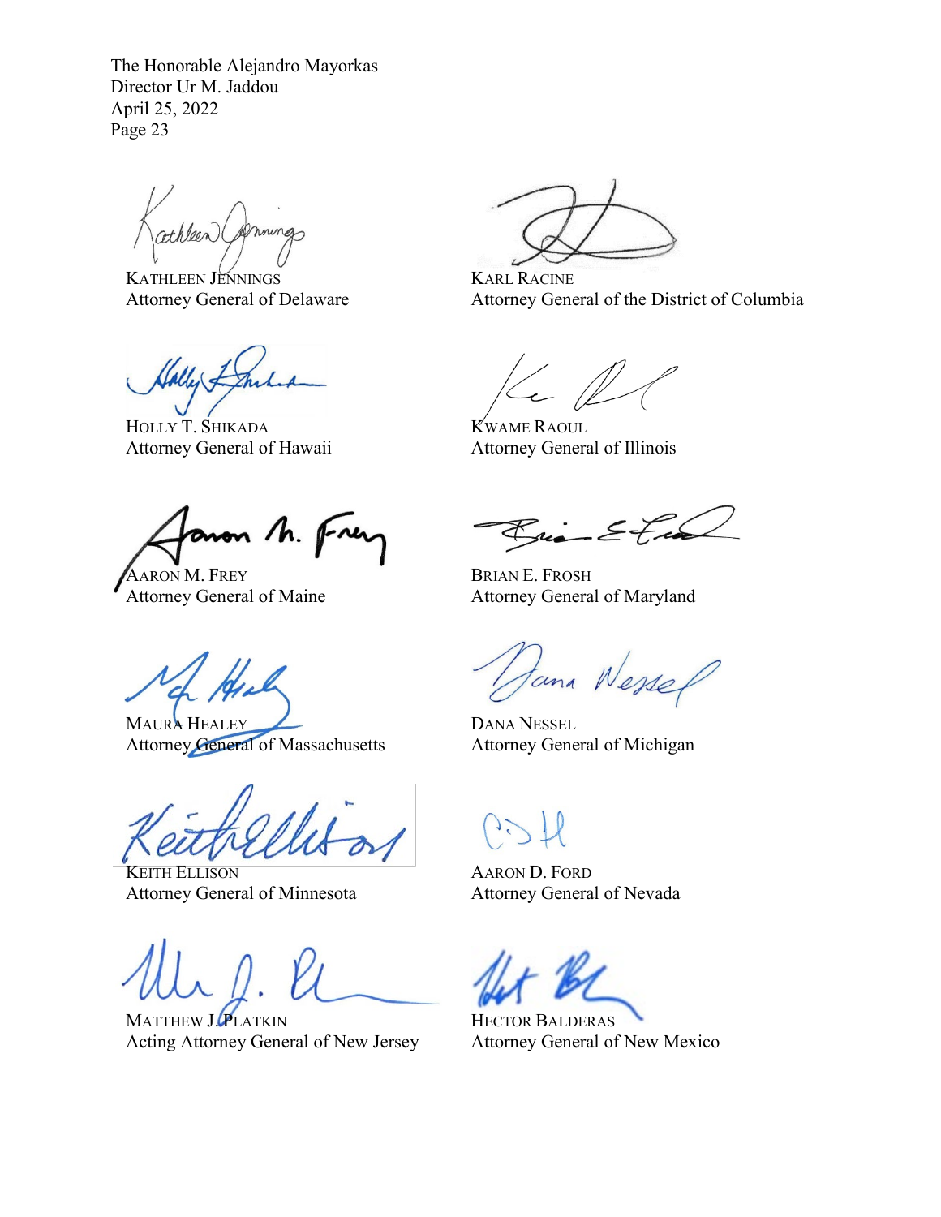KATHLEEN JENNINGS
Attorney General of Delaware

KARL RACINE
Attorney General of the District of Columbia

HOLLY T. SHIKADA
Attorney General of Hawaii

KWAME RAOUL
Attorney General of Illinois

AARON M. FREY
Attorney General of Maine

BRIAN E. FROSH
Attorney General of Maryland

MAURA HEALEY
Attorney General of Massachusetts

DANA NESSEL
Attorney General of Michigan

KEITH ELLISON
Attorney General of Minnesota

AARON D. FORD
Attorney General of Nevada

MATTHEW J. PLATKIN
Acting Attorney General of New Jersey

HECTOR BALDERAS
Attorney General of New Mexico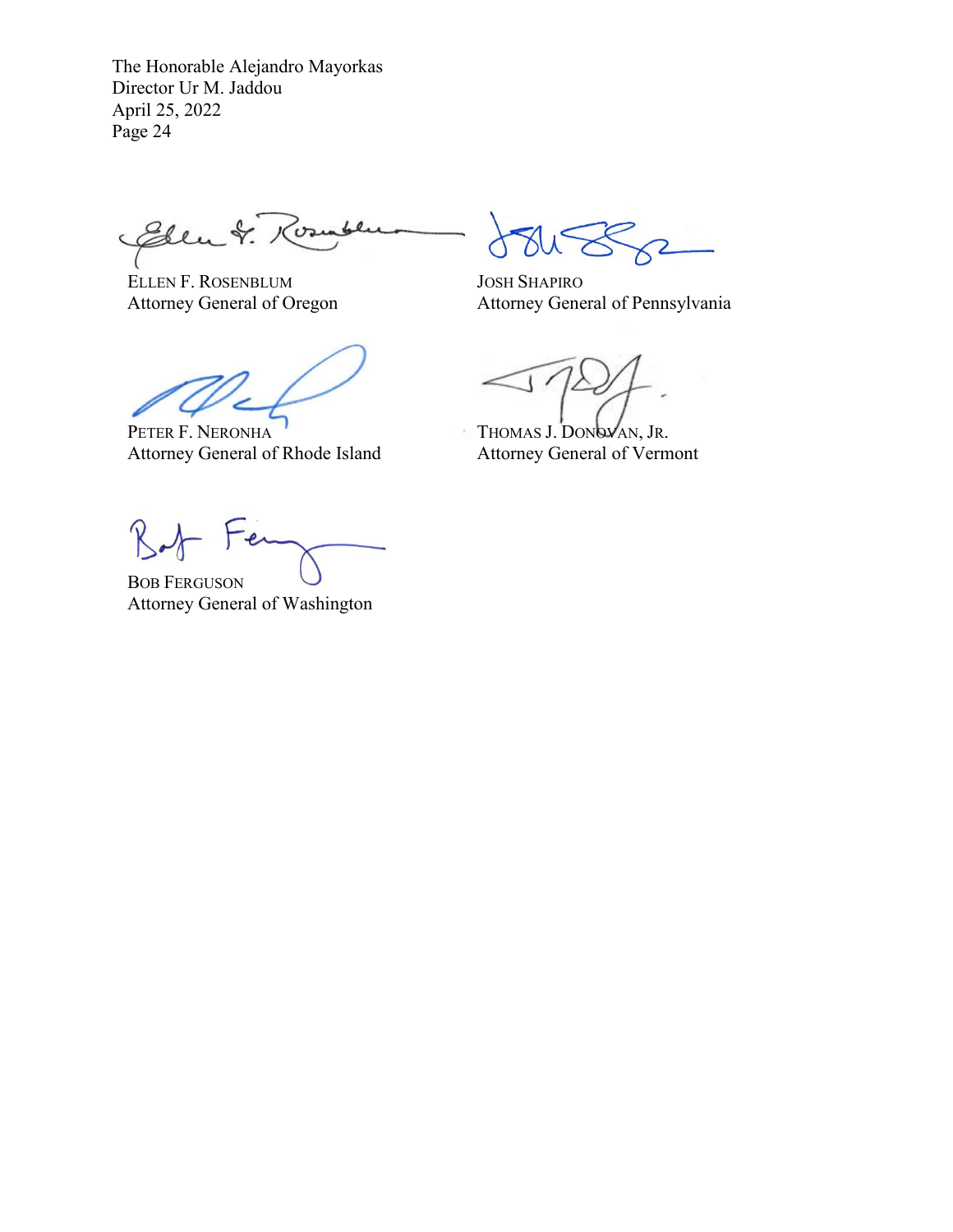ELLEN F. ROSENBLUM
Attorney General of Oregon

JOSH SHAPIRO
Attorney General of Pennsylvania

PETER F. NERONHA
Attorney General of Rhode Island

THOMAS J. DONOVAN, JR.
Attorney General of Vermont

BOB FERGUSON
Attorney General of Washington